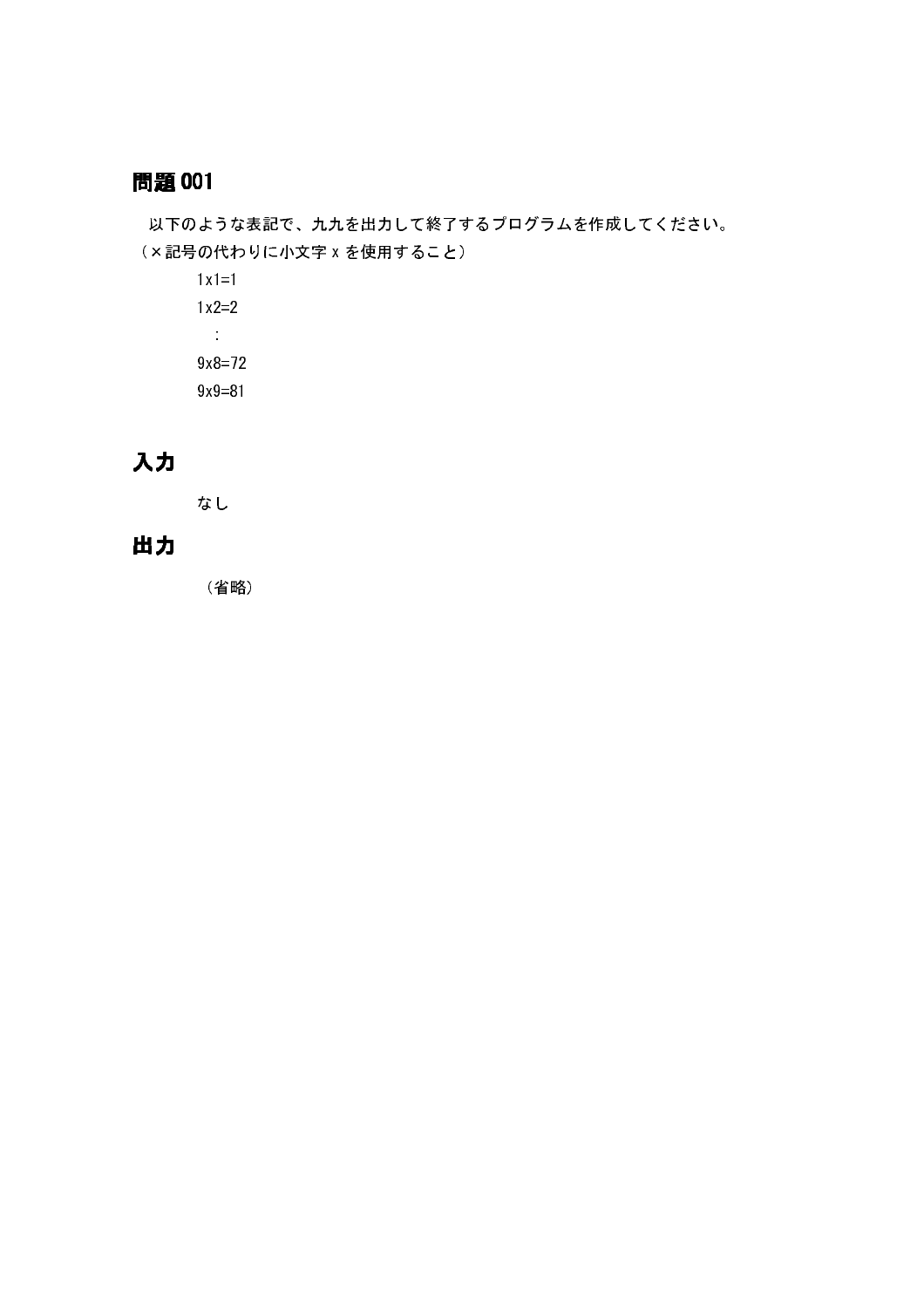## 問題001

以下のような表記で、九九を出力して終了するプログラムを作成してください。
（×記号の代わりに小文字 x を使用すること）

```
1x1=1
1x2=2
  :
9x8=72
9x9=81
```

## 入力

なし

## 出力

（省略）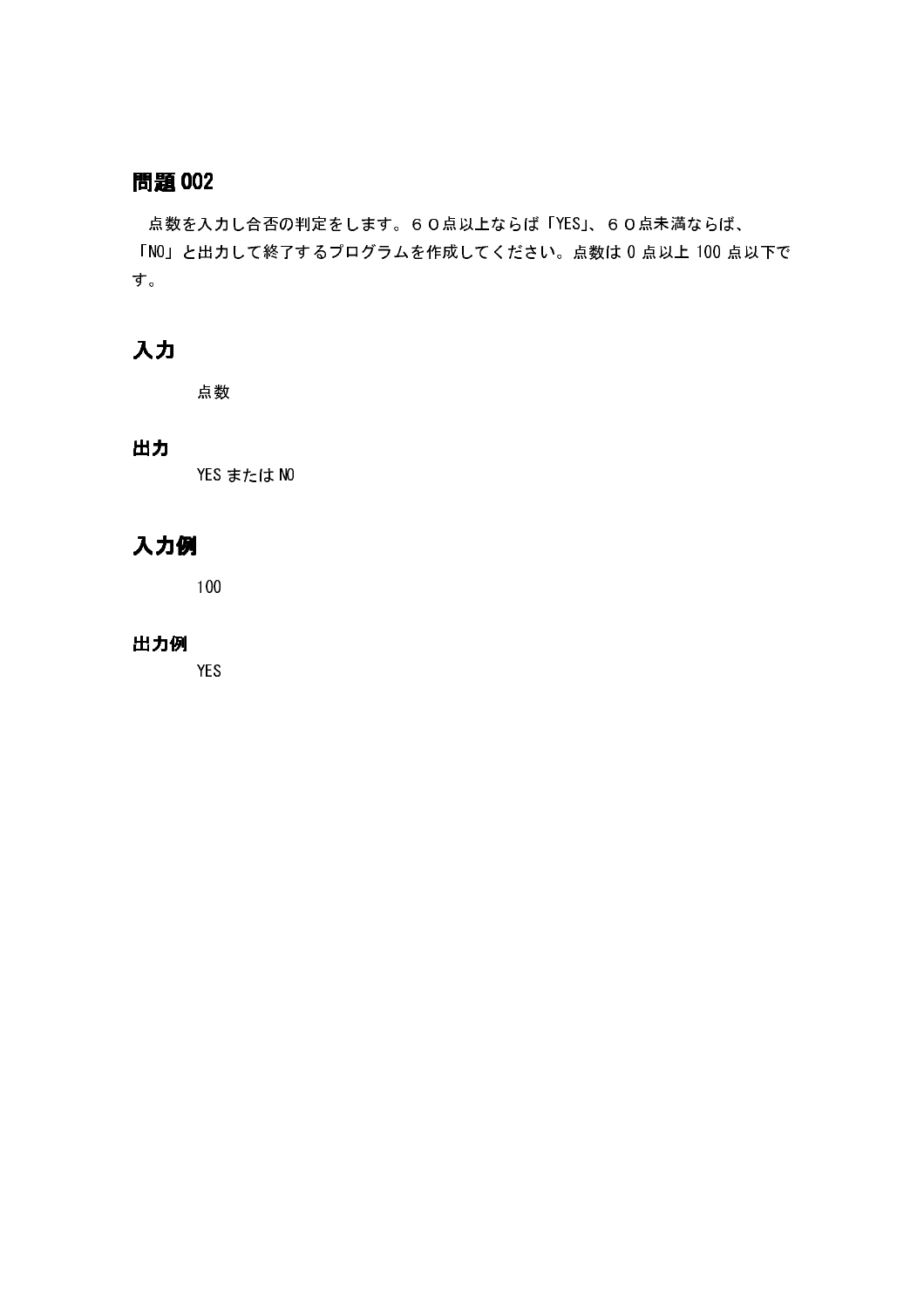## 問題 002

点数を入力し合否の判定をします。６０点以上ならば「YES」、６０点未満ならば、「NO」と出力して終了するプログラムを作成してください。点数は 0 点以上 100 点以下です。

## 入力

点数

### 出力

YES または NO

## 入力例

100

### 出力例

YES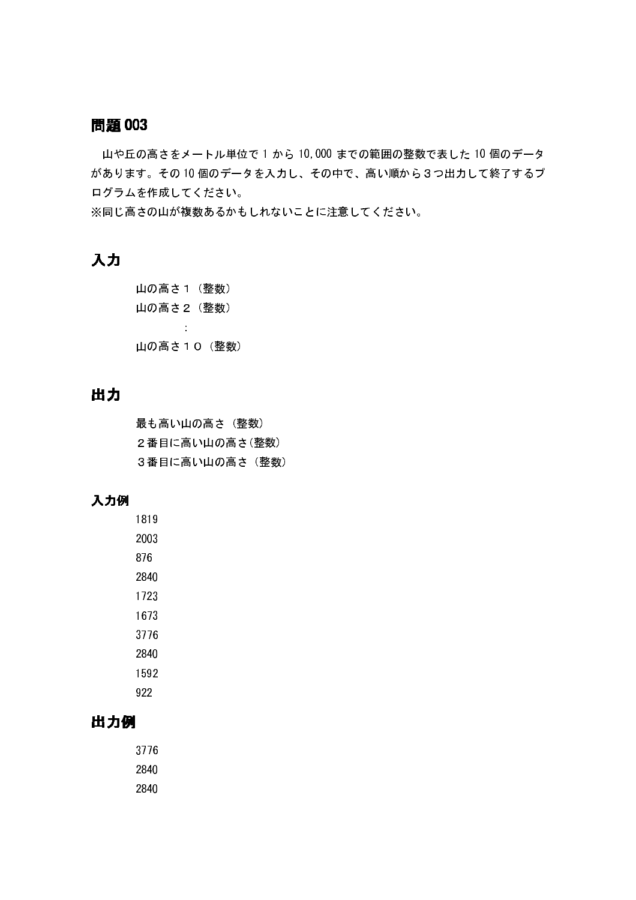## 問題 003

山や丘の高さをメートル単位で 1 から 10,000 までの範囲の整数で表した 10 個のデータがあります。その 10 個のデータを入力し、その中で、高い順から３つ出力して終了するプログラムを作成してください。
※同じ高さの山が複数あるかもしれないことに注意してください。

## 入力

山の高さ１（整数）
山の高さ２（整数）
:
山の高さ１０（整数）

## 出力

最も高い山の高さ（整数）
２番目に高い山の高さ(整数)
３番目に高い山の高さ（整数）

### 入力例

```
1819
2003
876
2840
1723
1673
3776
2840
1592
922
```

## 出力例

```
3776
2840
2840
```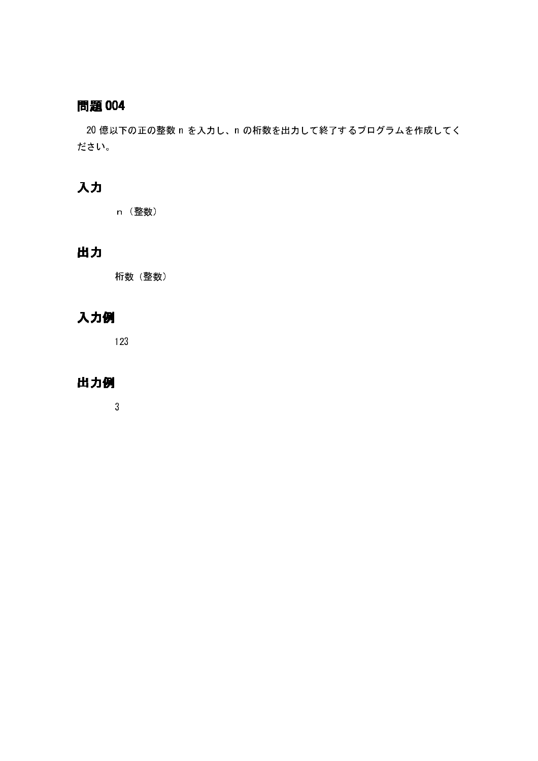## 問題 004

20 億以下の正の整数 n を入力し、n の桁数を出力して終了するプログラムを作成してください。

## 入力

n（整数）

## 出力

桁数（整数）

## 入力例

123

## 出力例

3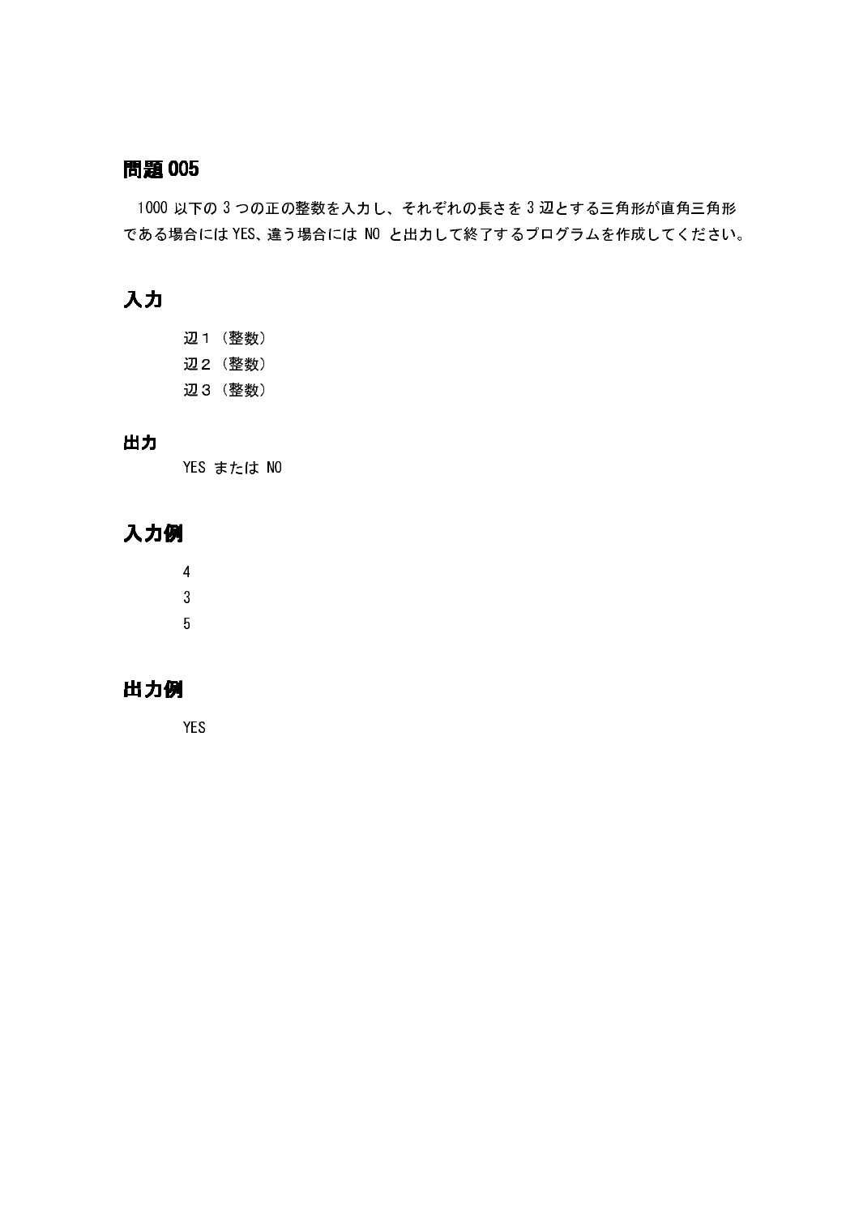## 問題 005

1000 以下の 3 つの正の整数を入力し、それぞれの長さを 3 辺とする三角形が直角三角形である場合には YES、違う場合には NO と出力して終了するプログラムを作成してください。

## 入力

辺１（整数）
辺２（整数）
辺３（整数）

### 出力

YES または NO

## 入力例

4
3
5

## 出力例

YES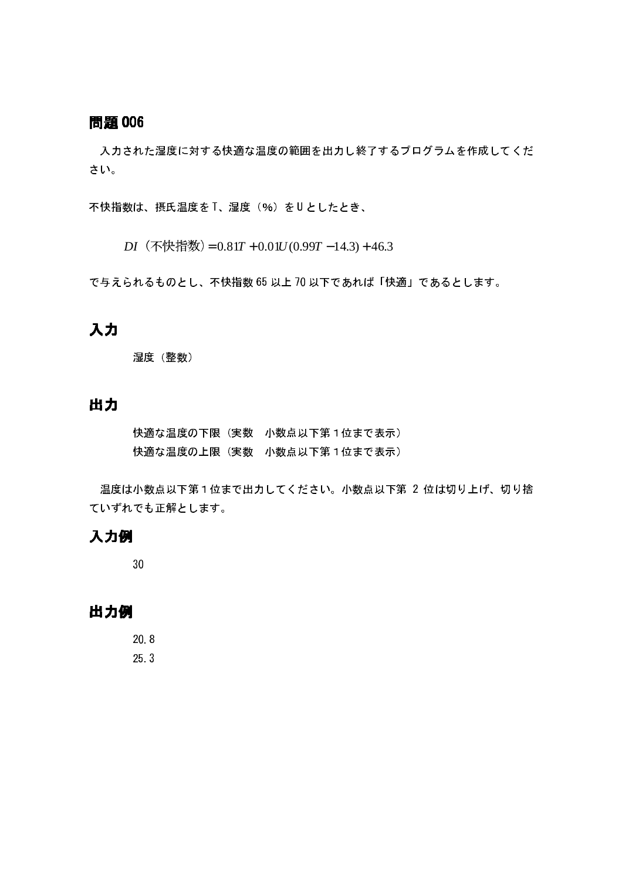## 問題 006

入力された湿度に対する快適な温度の範囲を出力し終了するプログラムを作成してください。

不快指数は、摂氏温度を T、湿度（%）を U としたとき、

$$DI（不快指数）= 0.81T + 0.01U(0.99T - 14.3) + 46.3$$

で与えられるものとし、不快指数 65 以上 70 以下であれば「快適」であるとします。

## 入力

湿度（整数）

## 出力

快適な温度の下限（実数　小数点以下第 1 位まで表示）
快適な温度の上限（実数　小数点以下第 1 位まで表示）

温度は小数点以下第 1 位まで出力してください。小数点以下第 2 位は切り上げ、切り捨ていずれでも正解とします。

## 入力例

```
30
```

## 出力例

```
20.8
25.3
```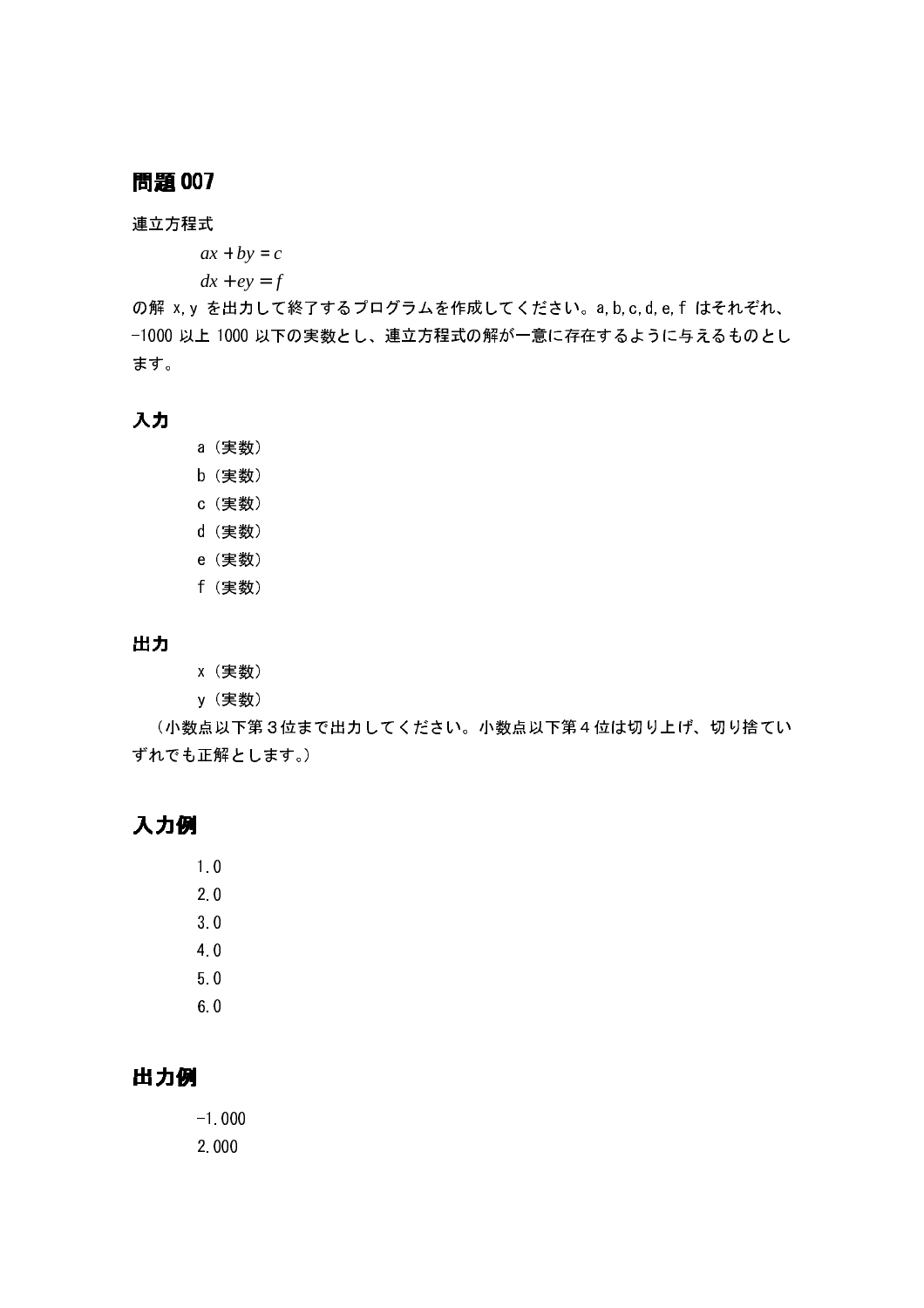## 問題 007

連立方程式

$$ax + by = c$$
$$dx + ey = f$$

の解 x, y を出力して終了するプログラムを作成してください。a, b, c, d, e, f はそれぞれ、-1000 以上 1000 以下の実数とし、連立方程式の解が一意に存在するように与えるものとします。

### 入力

a（実数）
b（実数）
c（実数）
d（実数）
e（実数）
f（実数）

### 出力

x（実数）
y（実数）

（小数点以下第３位まで出力してください。小数点以下第４位は切り上げ、切り捨ていずれでも正解とします。）

## 入力例

```
1.0
2.0
3.0
4.0
5.0
6.0
```

## 出力例

```
-1.000
2.000
```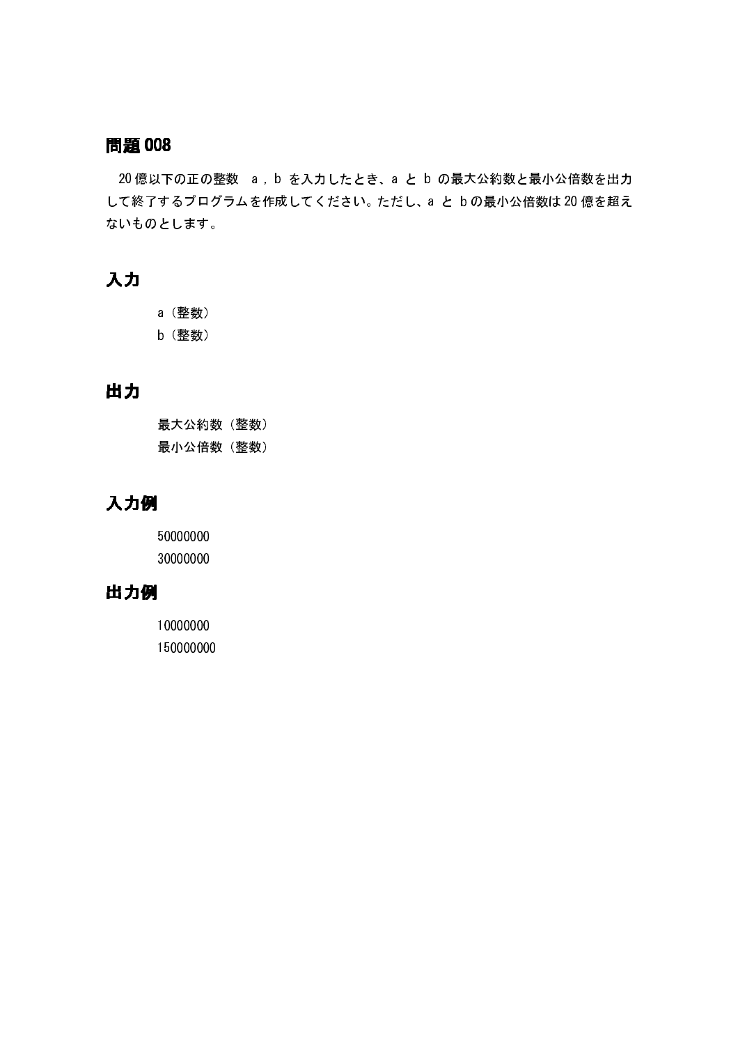## 問題 008

20 億以下の正の整数　a，b を入力したとき、a と b の最大公約数と最小公倍数を出力して終了するプログラムを作成してください。ただし、a と b の最小公倍数は 20 億を超えないものとします。

## 入力

a（整数）
b（整数）

## 出力

最大公約数（整数）
最小公倍数（整数）

## 入力例

```
50000000
30000000
```

## 出力例

```
10000000
150000000
```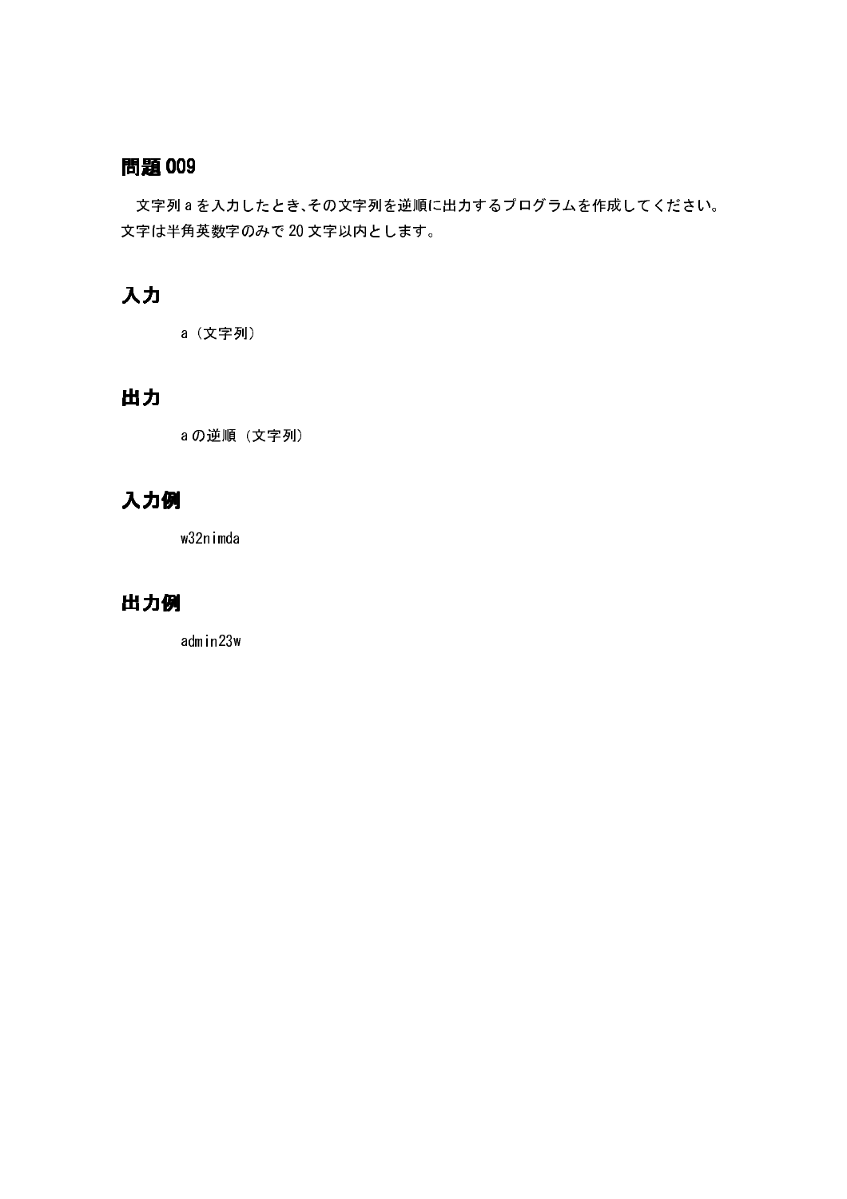## 問題 009

文字列 a を入力したとき、その文字列を逆順に出力するプログラムを作成してください。
文字は半角英数字のみで 20 文字以内とします。

## 入力

a（文字列）

## 出力

a の逆順（文字列）

## 入力例

```
w32nimda
```

## 出力例

```
admin23w
```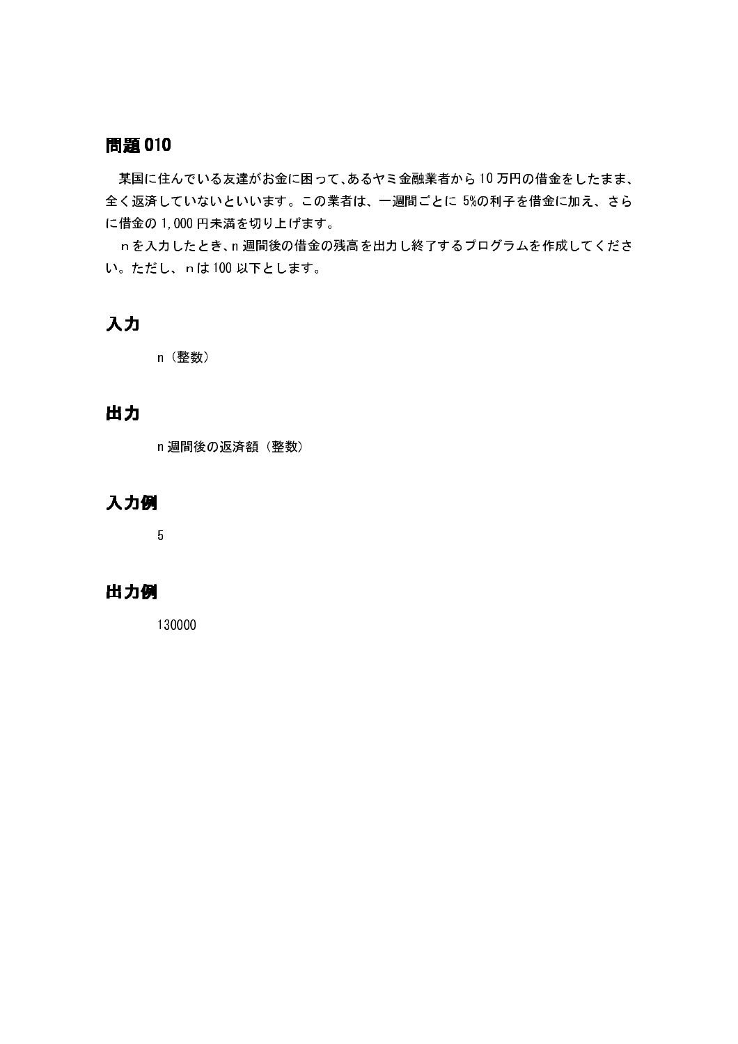## 問題 010

某国に住んでいる友達がお金に困って、あるヤミ金融業者から 10 万円の借金をしたまま、全く返済していないといいます。この業者は、一週間ごとに 5%の利子を借金に加え、さらに借金の 1,000 円未満を切り上げます。

ｎを入力したとき、n 週間後の借金の残高を出力し終了するプログラムを作成してください。ただし、ｎは 100 以下とします。

## 入力

n（整数）

## 出力

n 週間後の返済額（整数）

## 入力例

5

## 出力例

130000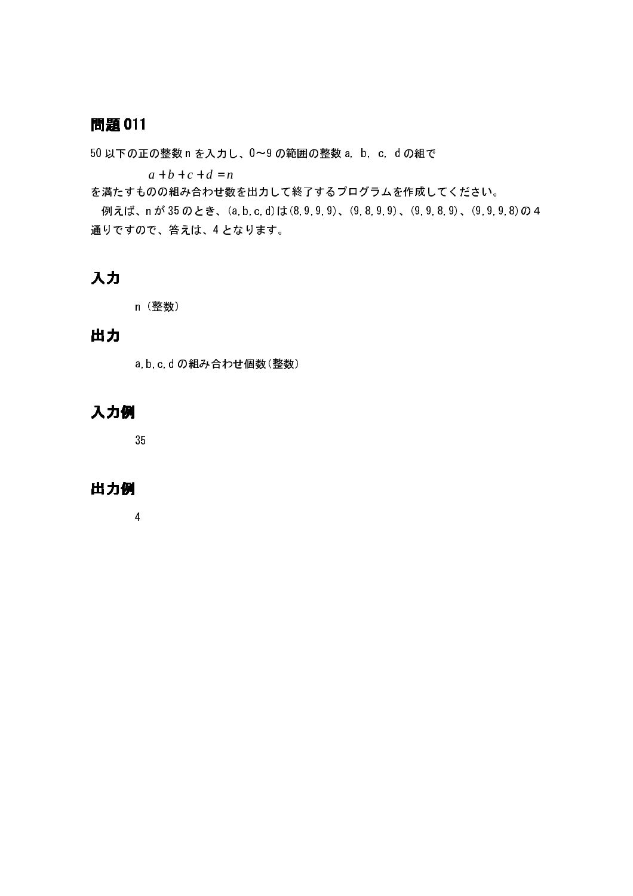## 問題 011

50 以下の正の整数 n を入力し、0～9 の範囲の整数 a, b, c, d の組で

$$a+b+c+d=n$$

を満たすものの組み合わせ数を出力して終了するプログラムを作成してください。

例えば、n が 35 のとき、(a,b,c,d)は(8,9,9,9)、(9,8,9,9)、(9,9,8,9)、(9,9,9,8)の 4 通りですので、答えは、4 となります。

## 入力

n（整数）

## 出力

a,b,c,d の組み合わせ個数(整数)

## 入力例

35

## 出力例

4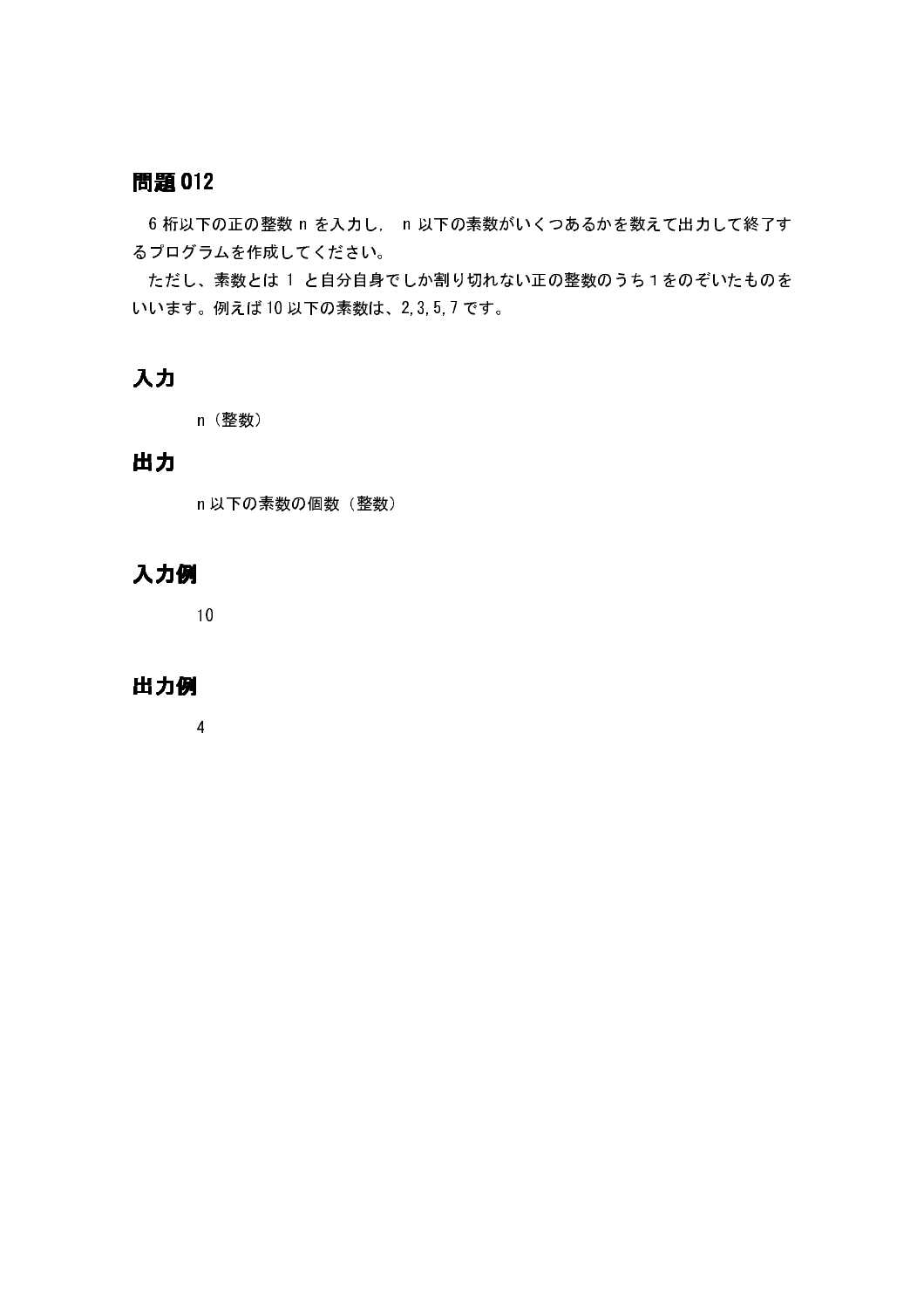## 問題 012

6 桁以下の正の整数 n を入力し, n 以下の素数がいくつあるかを数えて出力して終了するプログラムを作成してください。

ただし、素数とは 1 と自分自身でしか割り切れない正の整数のうち 1 をのぞいたものをいいます。例えば 10 以下の素数は、2,3,5,7 です。

## 入力

n（整数）

## 出力

n 以下の素数の個数（整数）

## 入力例

```
10
```

## 出力例

```
4
```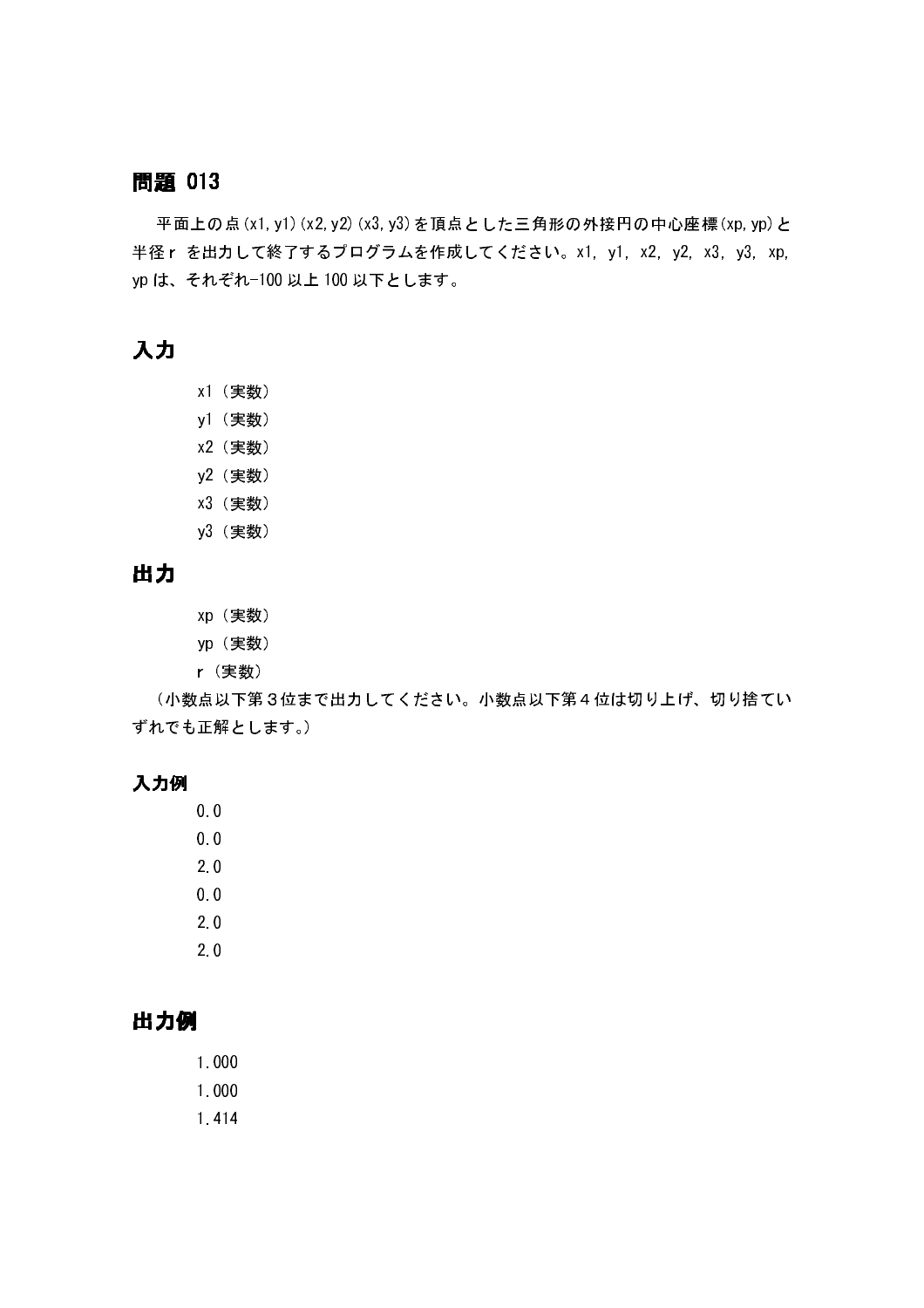## 問題 013

平面上の点(x1,y1)(x2,y2)(x3,y3)を頂点とした三角形の外接円の中心座標(xp,yp)と半径r を出力して終了するプログラムを作成してください。x1, y1, x2, y2, x3, y3, xp, yp は、それぞれ-100 以上 100 以下とします。

## 入力

x1（実数）
y1（実数）
x2（実数）
y2（実数）
x3（実数）
y3（実数）

## 出力

xp（実数）
yp（実数）
r（実数）

（小数点以下第３位まで出力してください。小数点以下第４位は切り上げ、切り捨ていずれでも正解とします。）

### 入力例

```
0.0
0.0
2.0
0.0
2.0
2.0
```

## 出力例

```
1.000
1.000
1.414
```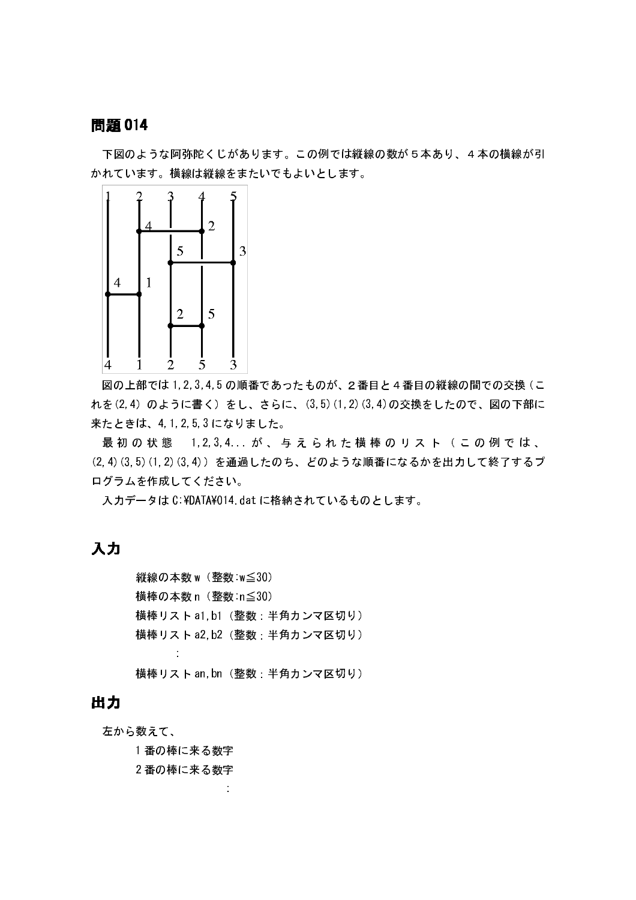## 問題 014

下図のような阿弥陀くじがあります。この例では縦線の数が５本あり、４本の横線が引かれています。横線は縦線をまたいでもよいとします。

図の上部では 1,2,3,4,5 の順番であったものが、２番目と４番目の縦線の間での交換（これを(2,4) のように書く）をし、さらに、(3,5)(1,2)(3,4)の交換をしたので、図の下部に来たときは、4,1,2,5,3 になりました。

最初の状態 1,2,3,4... が、与えられた横棒のリスト（この例では、(2,4)(3,5)(1,2)(3,4)）を通過したのち、どのような順番になるかを出力して終了するプログラムを作成してください。

入力データは C:¥DATA¥014.dat に格納されているものとします。

## 入力

縦線の本数 w（整数:w≦30）
横棒の本数 n（整数:n≦30）
横棒リスト a1,b1（整数：半角カンマ区切り）
横棒リスト a2,b2（整数：半角カンマ区切り）
:
横棒リスト an,bn（整数：半角カンマ区切り）

## 出力

左から数えて、

1 番の棒に来る数字
2 番の棒に来る数字
: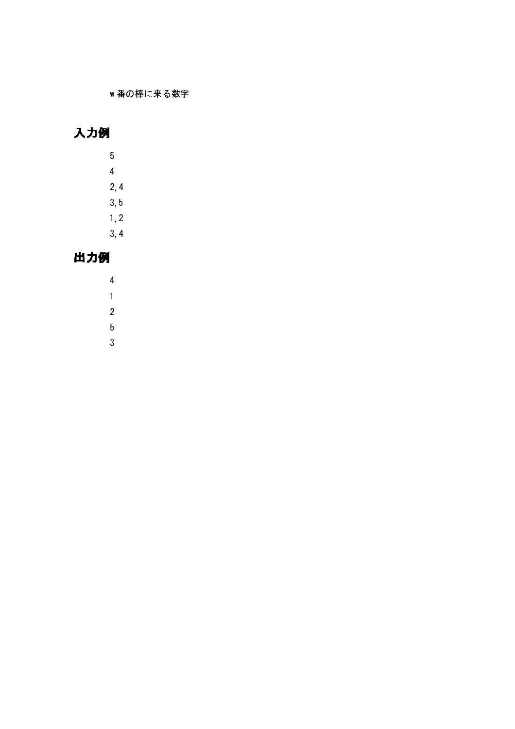w 番の棒に来る数字

## 入力例

```
5
4
2,4
3,5
1,2
3,4
```

## 出力例

```
4
1
2
5
3
```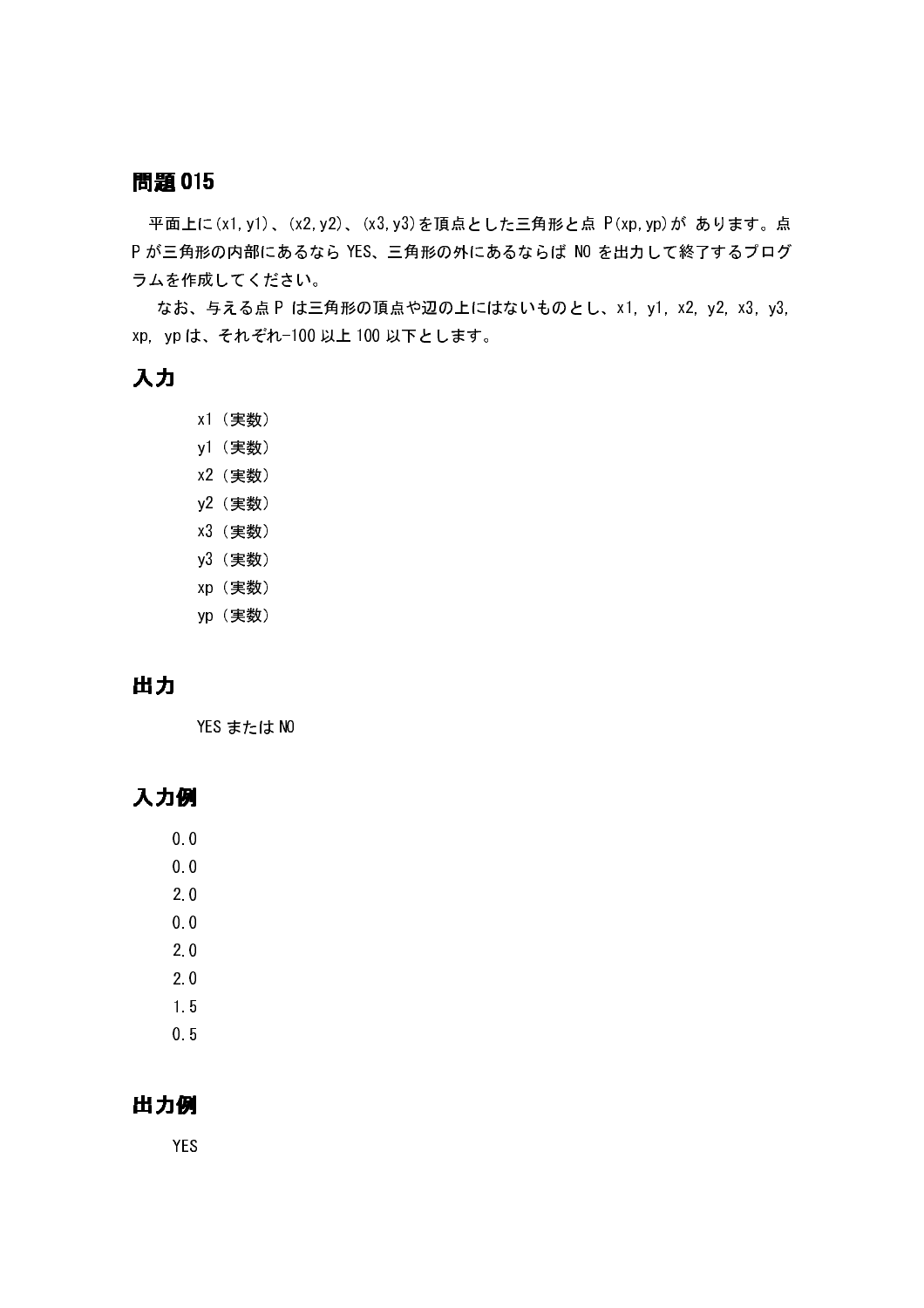## 問題 015

平面上に(x1,y1)、(x2,y2)、(x3,y3)を頂点とした三角形と点 P(xp,yp)が あります。点 P が三角形の内部にあるなら YES、三角形の外にあるならば NO を出力して終了するプログラムを作成してください。

なお、与える点 P は三角形の頂点や辺の上にはないものとし、x1, y1, x2, y2, x3, y3, xp, yp は、それぞれ-100 以上 100 以下とします。

## 入力

x1（実数）
y1（実数）
x2（実数）
y2（実数）
x3（実数）
y3（実数）
xp（実数）
yp（実数）

## 出力

YES または NO

## 入力例

```
0.0
0.0
2.0
0.0
2.0
2.0
1.5
0.5
```

## 出力例

```
YES
```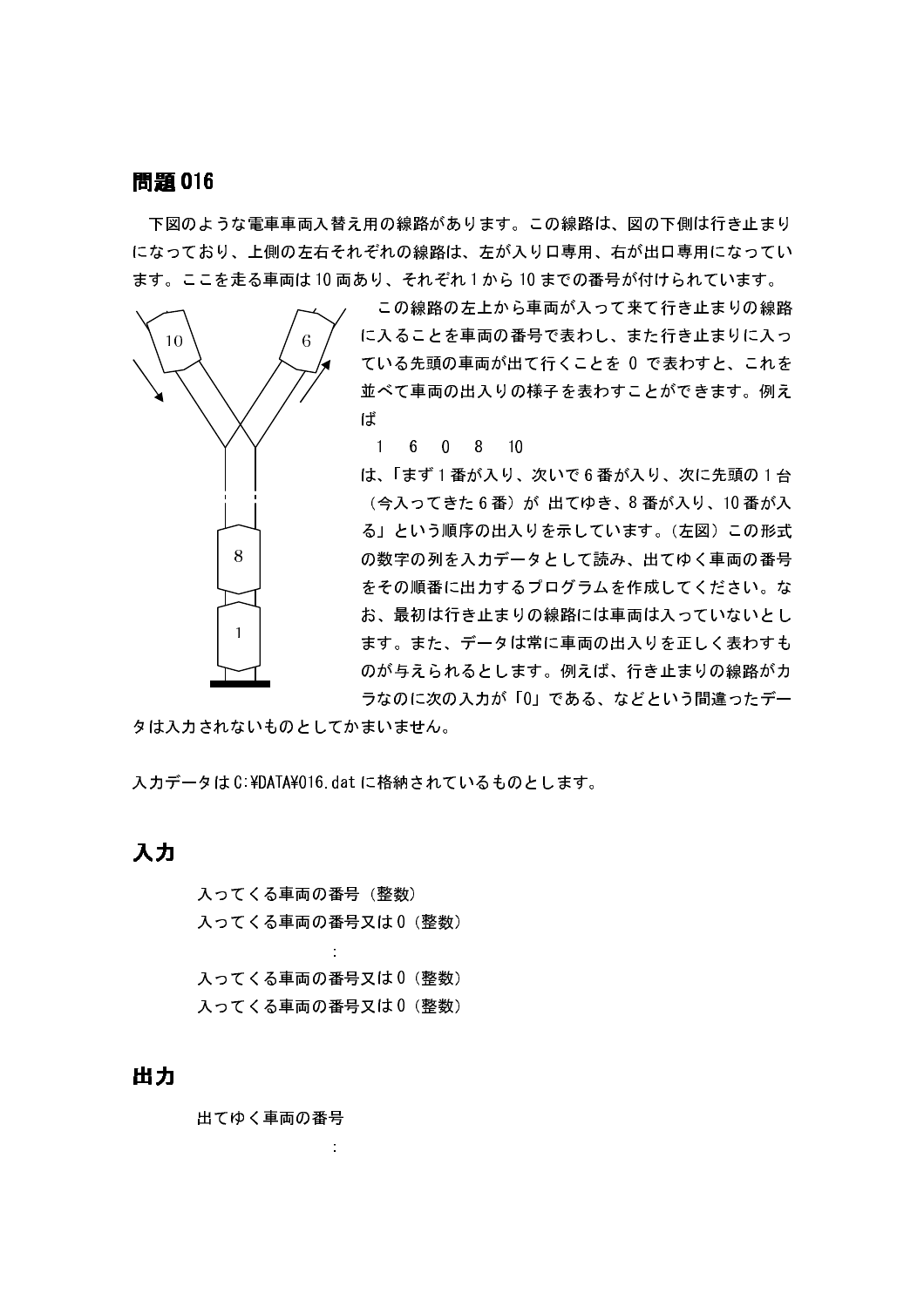## 問題 016

下図のような電車車両入替え用の線路があります。この線路は、図の下側は行き止まりになっており、上側の左右それぞれの線路は、左が入り口専用、右が出口専用になっています。ここを走る車両は 10 両あり、それぞれ 1 から 10 までの番号が付けられています。

この線路の左上から車両が入って来て行き止まりの線路に入ることを車両の番号で表わし、また行き止まりに入っている先頭の車両が出て行くことを 0 で表わすと、これを並べて車両の出入りの様子を表わすことができます。例えば

1　6　0　8　10

は、「まず 1 番が入り、次いで 6 番が入り、次に先頭の 1 台（今入ってきた 6 番）が 出てゆき、8 番が入り、10 番が入る」という順序の出入りを示しています。（左図）この形式の数字の列を入力データとして読み、出てゆく車両の番号をその順番に出力するプログラムを作成してください。なお、最初は行き止まりの線路には車両は入っていないとします。また、データは常に車両の出入りを正しく表わすものが与えられるとします。例えば、行き止まりの線路がカラなのに次の入力が「0」である、などという間違ったデータは入力されないものとしてかまいません。

入力データは C:¥DATA¥016.dat に格納されているものとします。

## 入力

入ってくる車両の番号（整数）
入ってくる車両の番号又は 0（整数）
:
入ってくる車両の番号又は 0（整数）
入ってくる車両の番号又は 0（整数）

## 出力

出てゆく車両の番号
: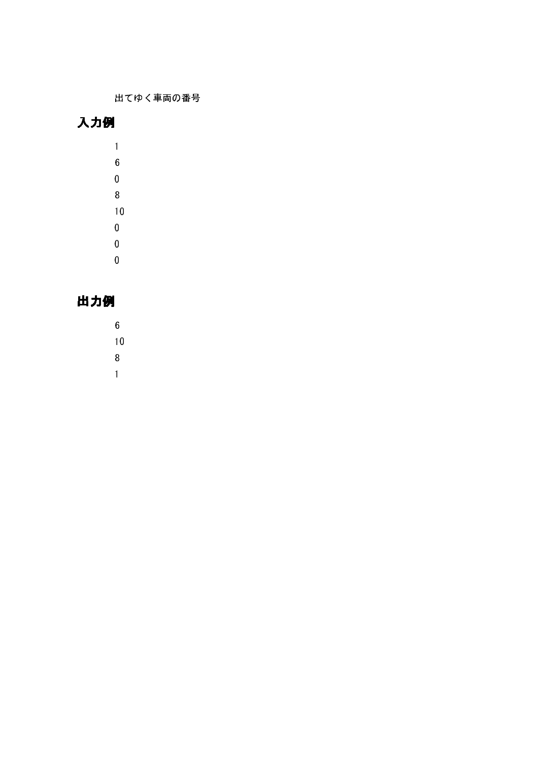出てゆく車両の番号

## 入力例

```
1
6
0
8
10
0
0
0
```

## 出力例

```
6
10
8
1
```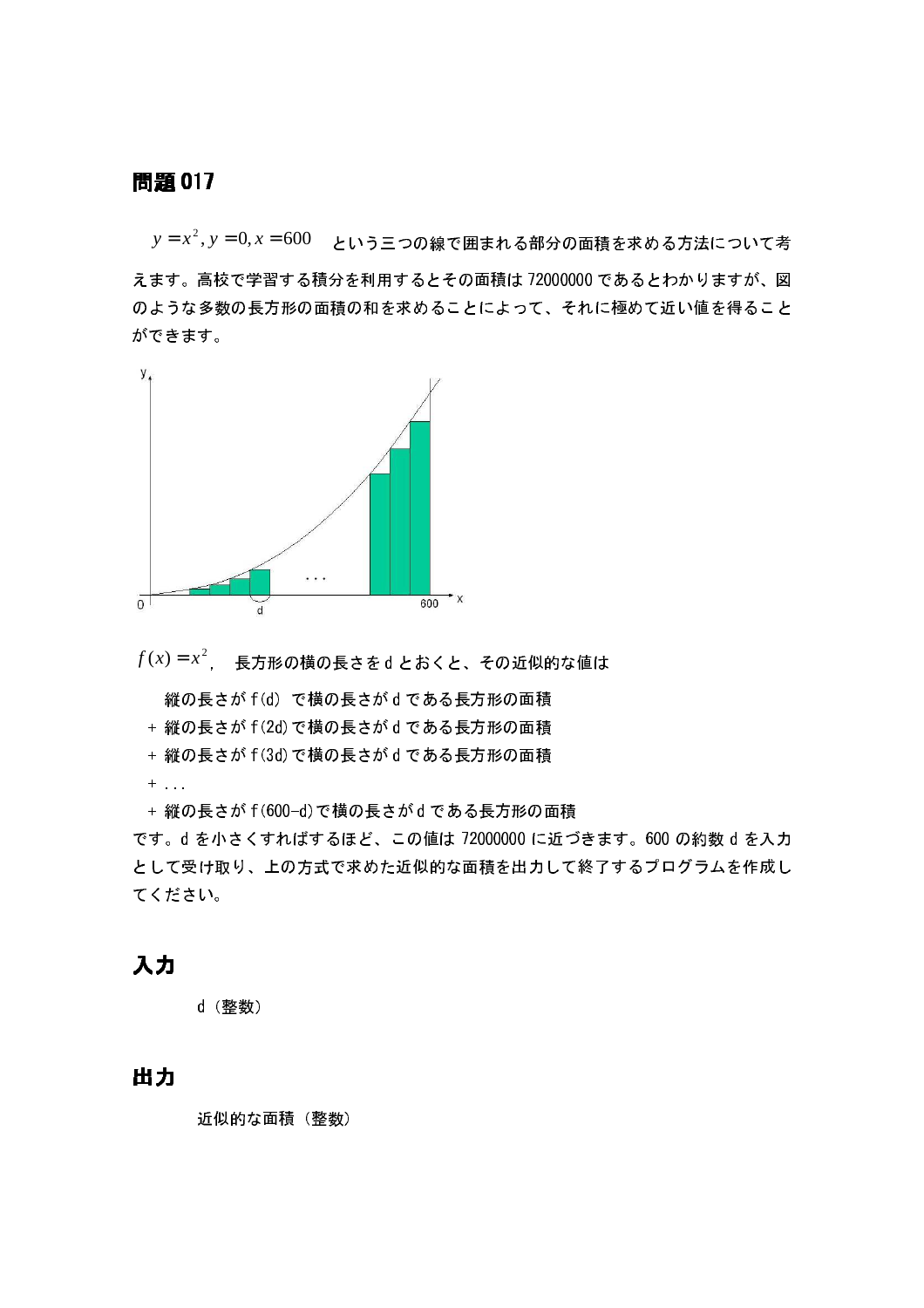## 問題 017

$y = x^2, y = 0, x = 600$ という三つの線で囲まれる部分の面積を求める方法について考えます。高校で学習する積分を利用するとその面積は 72000000 であるとわかりますが、図のような多数の長方形の面積の和を求めることによって、それに極めて近い値を得ることができます。

$f(x) = x^2$, 長方形の横の長さを d とおくと、その近似的な値は

　縦の長さが f(d) で横の長さが d である長方形の面積
＋ 縦の長さが f(2d) で横の長さが d である長方形の面積
＋ 縦の長さが f(3d) で横の長さが d である長方形の面積
＋ ...
＋ 縦の長さが f(600-d) で横の長さが d である長方形の面積

です。d を小さくすればするほど、この値は 72000000 に近づきます。600 の約数 d を入力として受け取り、上の方式で求めた近似的な面積を出力して終了するプログラムを作成してください。

## 入力

d（整数）

## 出力

近似的な面積（整数）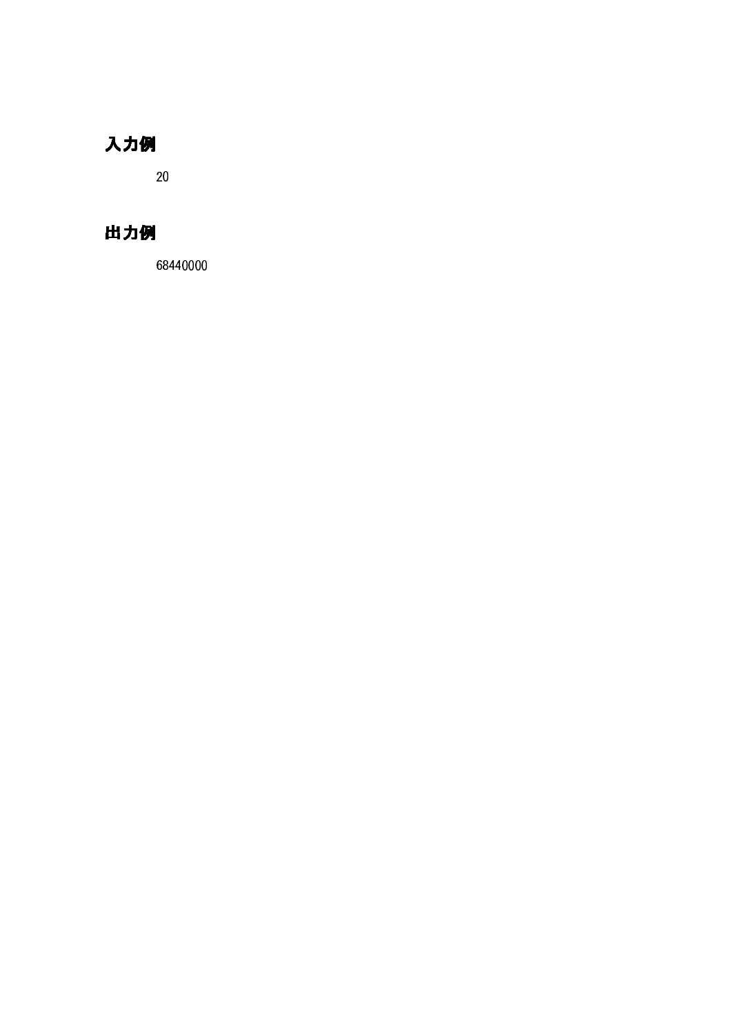## 入力例

```
20
```

## 出力例

```
68440000
```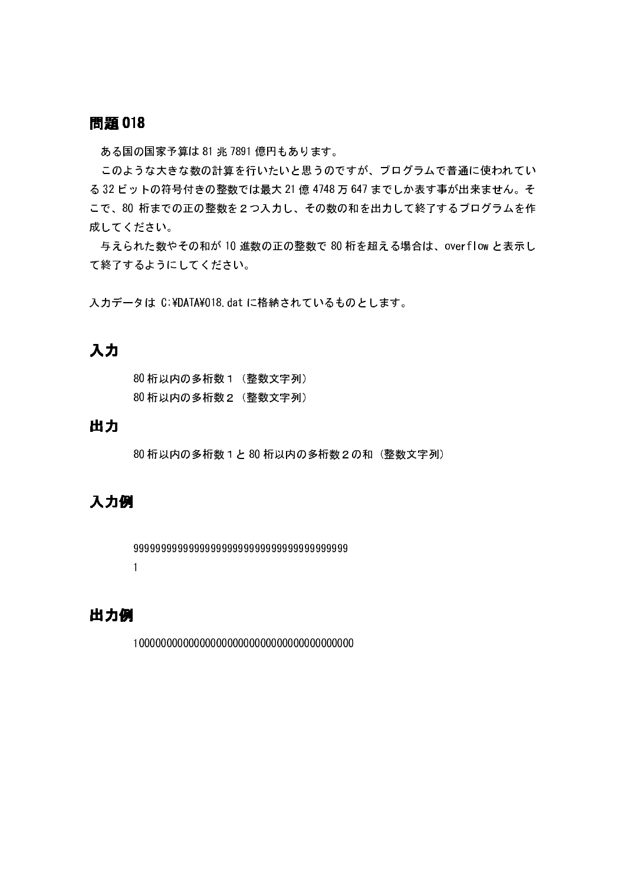## 問題 018

ある国の国家予算は 81 兆 7891 億円もあります。

このような大きな数の計算を行いたいと思うのですが、プログラムで普通に使われている 32 ビットの符号付きの整数では最大 21 億 4748 万 647 までしか表す事が出来ません。そこで、80 桁までの正の整数を２つ入力し、その数の和を出力して終了するプログラムを作成してください。

与えられた数やその和が 10 進数の正の整数で 80 桁を超える場合は、overflow と表示して終了するようにしてください。

入力データは C:¥DATA¥018.dat に格納されているものとします。

## 入力

80 桁以内の多桁数１（整数文字列）
80 桁以内の多桁数２（整数文字列）

## 出力

80 桁以内の多桁数１と 80 桁以内の多桁数２の和（整数文字列）

## 入力例

```
9999999999999999999999999999999999999999
1
```

## 出力例

```
10000000000000000000000000000000000000000
```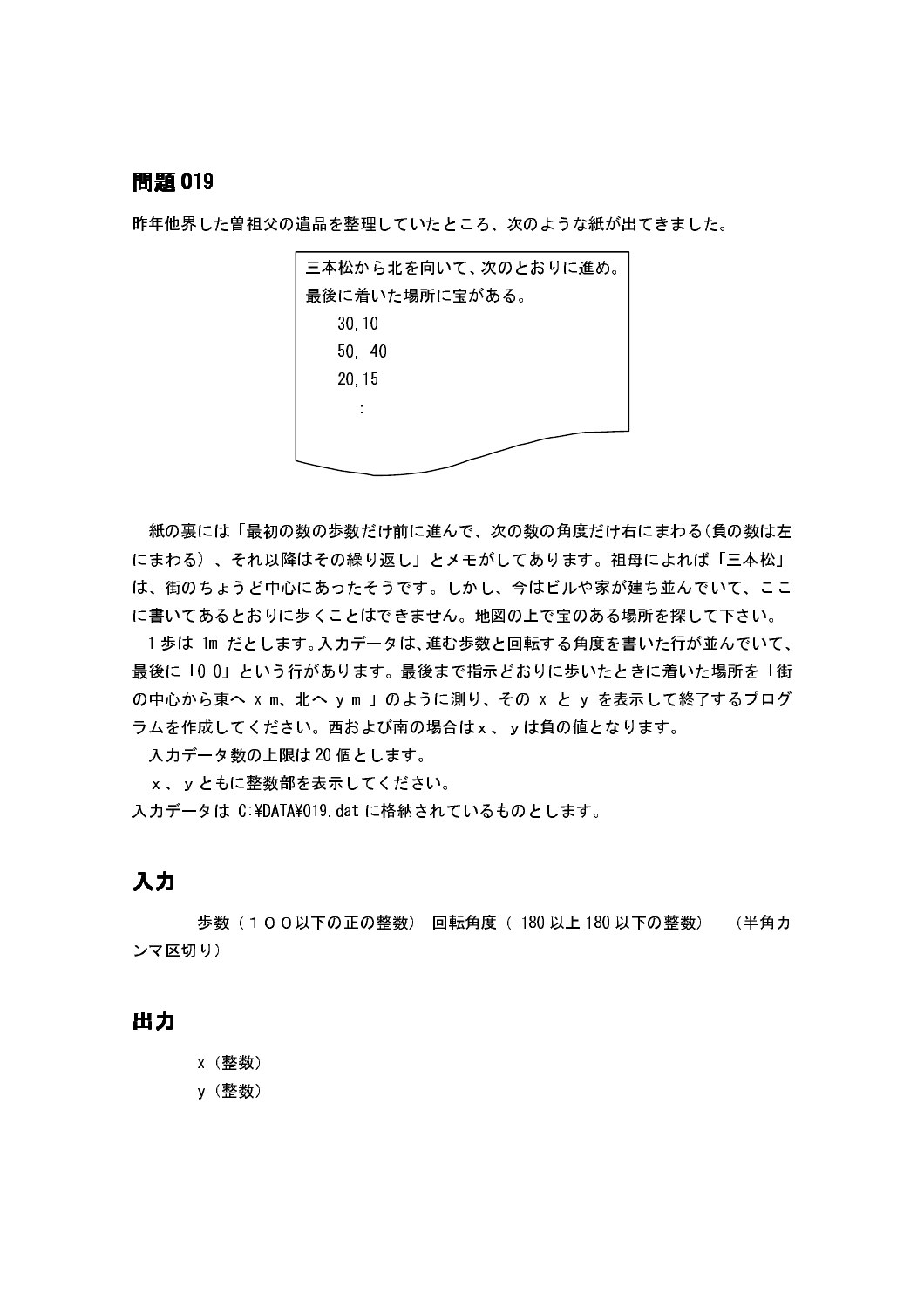## 問題 019

昨年他界した曽祖父の遺品を整理していたところ、次のような紙が出てきました。

```
三本松から北を向いて、次のとおりに進め。
最後に着いた場所に宝がある。
    30,10
    50,-40
    20,15
      :
```

紙の裏には「最初の数の歩数だけ前に進んで、次の数の角度だけ右にまわる（負の数は左にまわる）、それ以降はその繰り返し」とメモがしてあります。祖母によれば「三本松」は、街のちょうど中心にあったそうです。しかし、今はビルや家が建ち並んでいて、ここに書いてあるとおりに歩くことはできません。地図の上で宝のある場所を探して下さい。

1 歩は 1m だとします。入力データは、進む歩数と回転する角度を書いた行が並んでいて、最後に「0 0」という行があります。最後まで指示どおりに歩いたときに着いた場所を「街の中心から東へ x m、北へ y m 」のように測り、その x と y を表示して終了するプログラムを作成してください。西および南の場合はｘ、ｙは負の値となります。

入力データ数の上限は 20 個とします。

ｘ、ｙともに整数部を表示してください。

入力データは C:¥DATA¥019.dat に格納されているものとします。

## 入力

歩数（１００以下の正の整数） 回転角度（-180 以上 180 以下の整数） （半角カンマ区切り）

## 出力

x（整数）

y（整数）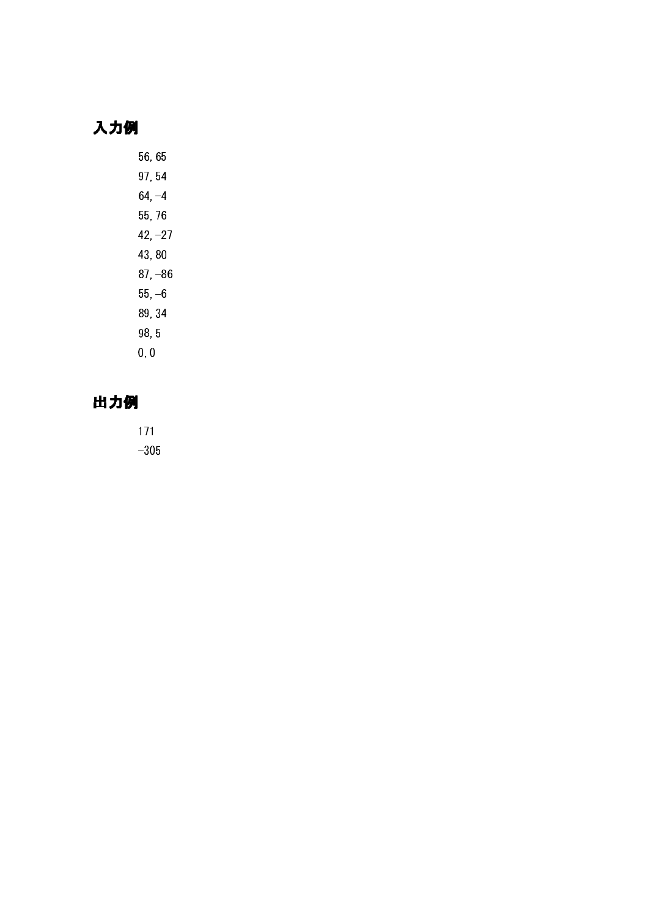## 入力例

```
56,65
97,54
64,-4
55,76
42,-27
43,80
87,-86
55,-6
89,34
98,5
0,0
```

## 出力例

```
171
-305
```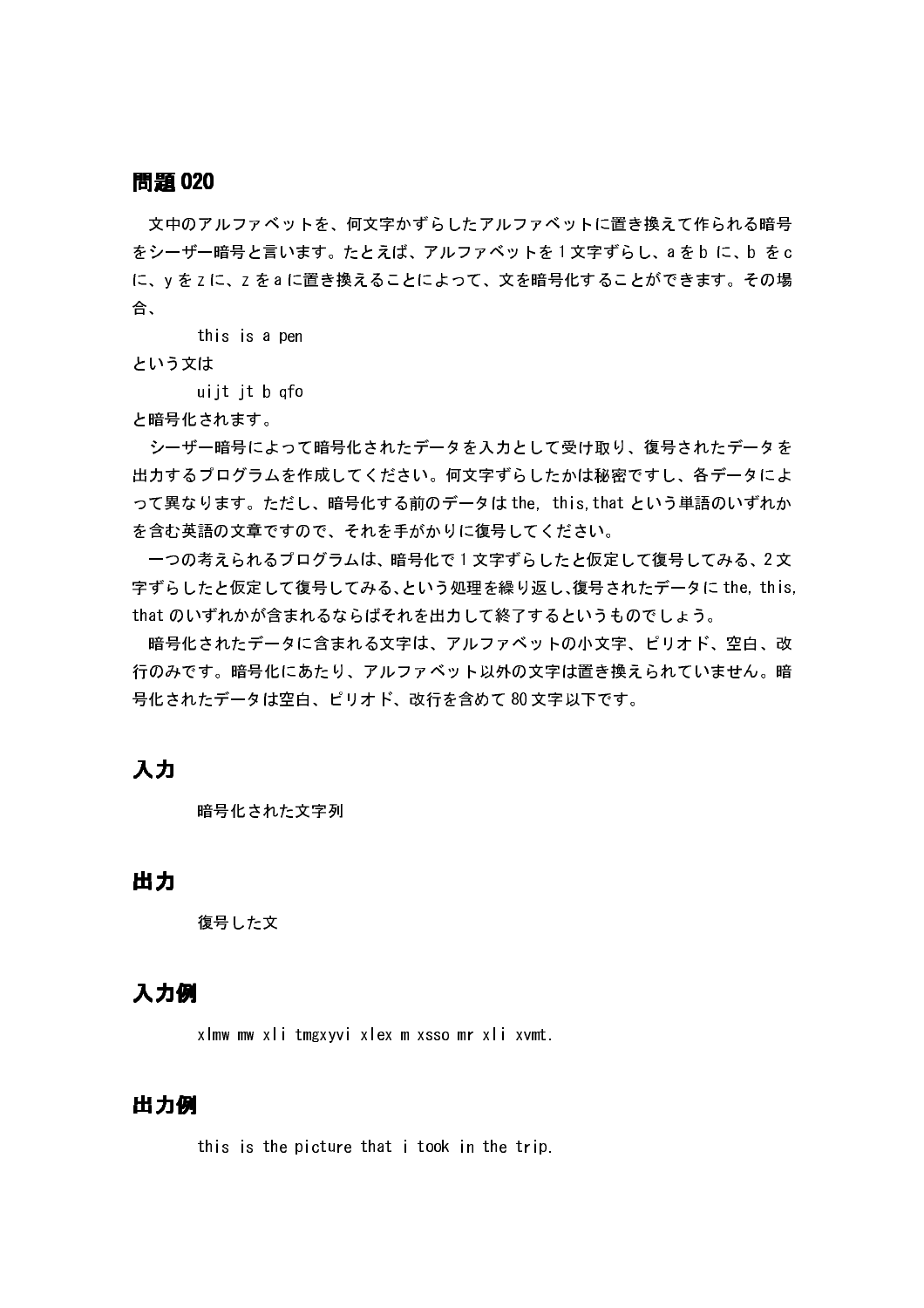## 問題 020

文中のアルファベットを、何文字かずらしたアルファベットに置き換えて作られる暗号をシーザー暗号と言います。たとえば、アルファベットを 1 文字ずらし、a を b に、b を c に、y を z に、z を a に置き換えることによって、文を暗号化することができます。その場合、

```
this is a pen
```

という文は

```
uijt jt b qfo
```

と暗号化されます。

シーザー暗号によって暗号化されたデータを入力として受け取り、復号されたデータを出力するプログラムを作成してください。何文字ずらしたかは秘密ですし、各データによって異なります。ただし、暗号化する前のデータは the, this,that という単語のいずれかを含む英語の文章ですので、それを手がかりに復号してください。

一つの考えられるプログラムは、暗号化で 1 文字ずらしたと仮定して復号してみる、2 文字ずらしたと仮定して復号してみる、という処理を繰り返し、復号されたデータに the, this, that のいずれかが含まれるならばそれを出力して終了するというものでしょう。

暗号化されたデータに含まれる文字は、アルファベットの小文字、ピリオド、空白、改行のみです。暗号化にあたり、アルファベット以外の文字は置き換えられていません。暗号化されたデータは空白、ピリオド、改行を含めて 80 文字以下です。

## 入力

暗号化された文字列

## 出力

復号した文

## 入力例

```
xlmw mw xli tmgxyvi xlex m xsso mr xli xvmt.
```

## 出力例

```
this is the picture that i took in the trip.
```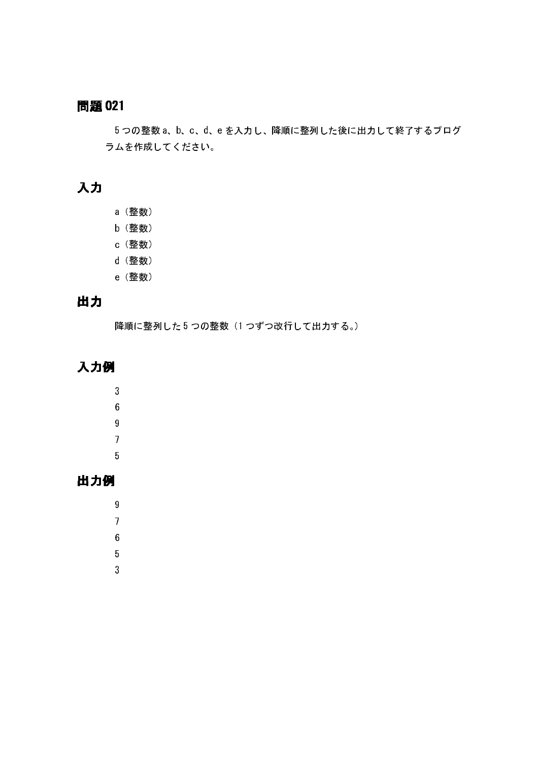## 問題 021

5 つの整数 a、b、c、d、e を入力し、降順に整列した後に出力して終了するプログラムを作成してください。

## 入力

a（整数）
b（整数）
c（整数）
d（整数）
e（整数）

## 出力

降順に整列した 5 つの整数（1 つずつ改行して出力する。）

## 入力例

3
6
9
7
5

## 出力例

9
7
6
5
3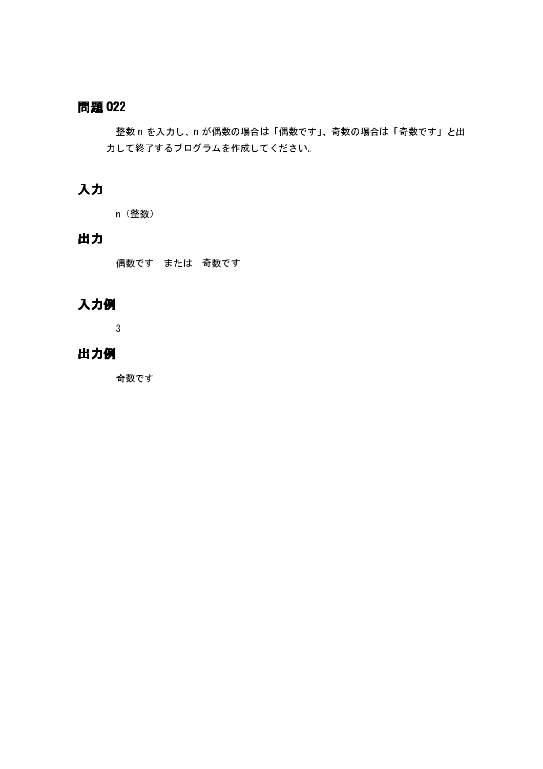## 問題 022

整数 n を入力し、n が偶数の場合は「偶数です」、奇数の場合は「奇数です」と出力して終了するプログラムを作成してください。

## 入力

n（整数）

## 出力

偶数です　または　奇数です

## 入力例

3

## 出力例

奇数です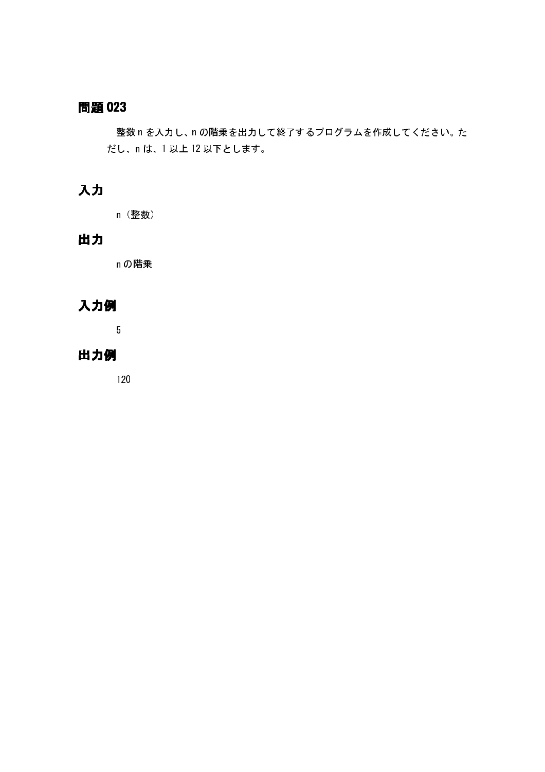## 問題 023

整数 n を入力し、n の階乗を出力して終了するプログラムを作成してください。ただし、n は、1 以上 12 以下とします。

## 入力

n（整数）

## 出力

n の階乗

## 入力例

5

## 出力例

120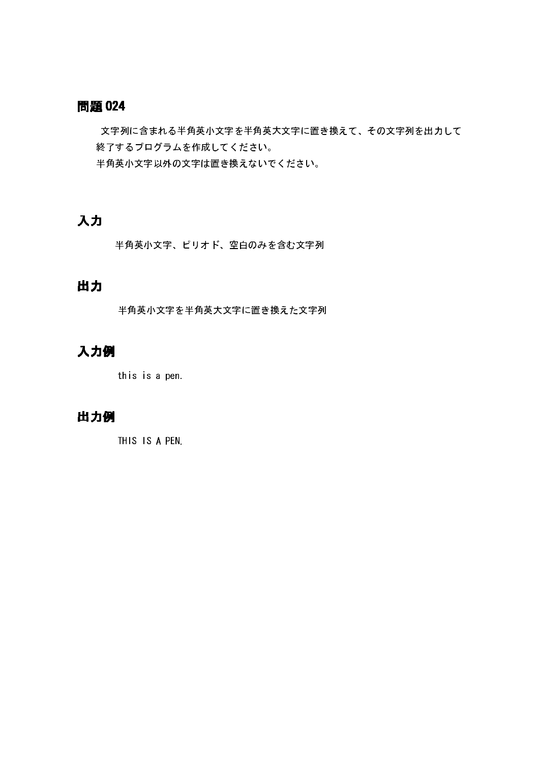## 問題024

文字列に含まれる半角英小文字を半角英大文字に置き換えて、その文字列を出力して終了するプログラムを作成してください。
半角英小文字以外の文字は置き換えないでください。

## 入力

半角英小文字、ピリオド、空白のみを含む文字列

## 出力

半角英小文字を半角英大文字に置き換えた文字列

## 入力例

```
this is a pen.
```

## 出力例

```
THIS IS A PEN.
```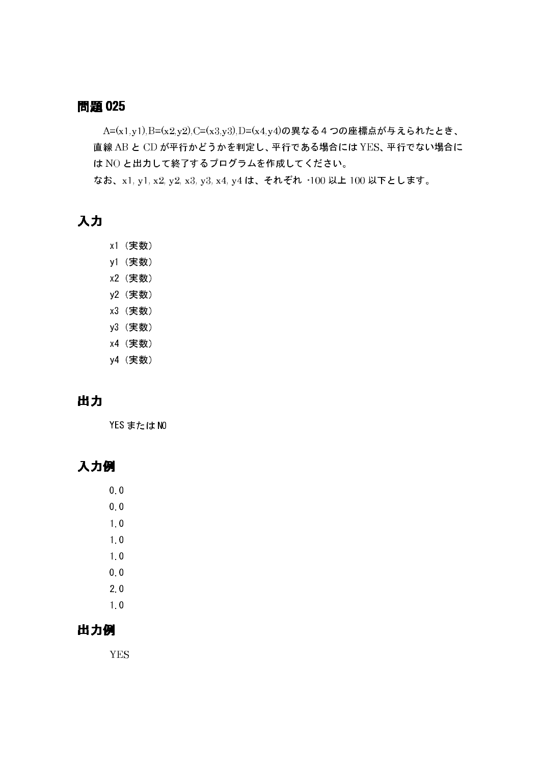## 問題 025

A=(x1,y1),B=(x2,y2),C=(x3,y3),D=(x4,y4)の異なる４つの座標点が与えられたとき、直線 AB と CD が平行かどうかを判定し、平行である場合には YES、平行でない場合には NO と出力して終了するプログラムを作成してください。

なお、x1, y1, x2, y2, x3, y3, x4, y4 は、それぞれ -100 以上 100 以下とします。

## 入力

```
x1（実数）
y1（実数）
x2（実数）
y2（実数）
x3（実数）
y3（実数）
x4（実数）
y4（実数）
```

## 出力

YES または NO

## 入力例

```
0.0
0.0
1.0
1.0
1.0
0.0
2.0
1.0
```

## 出力例

```
YES
```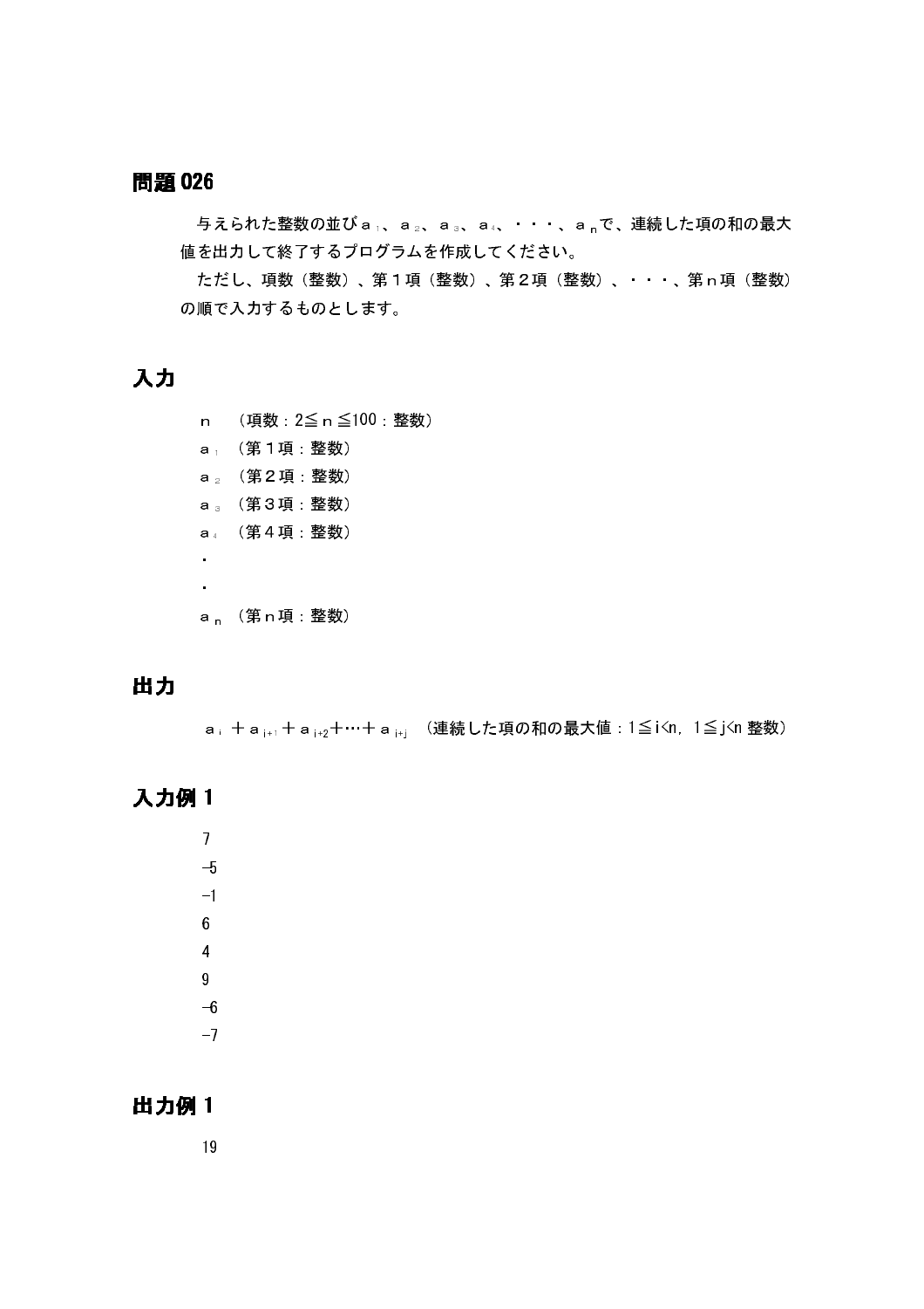## 問題026

与えられた整数の並び$a_1$、$a_2$、$a_3$、$a_4$、・・・、$a_n$で、連続した項の和の最大値を出力して終了するプログラムを作成してください。

ただし、項数（整数）、第１項（整数）、第２項（整数）、・・・、第ｎ項（整数）の順で入力するものとします。

## 入力

$n$　（項数：$2 \leqq n \leqq 100$：整数）

$a_1$　（第１項：整数）

$a_2$　（第２項：整数）

$a_3$　（第３項：整数）

$a_4$　（第４項：整数）

・

・

$a_n$　（第ｎ項：整数）

## 出力

$a_i + a_{i+1} + a_{i+2} + \cdots + a_{i+j}$　（連続した項の和の最大値：$1 \leqq i < n$, $1 \leqq j < n$ 整数）

## 入力例１

```
7
-5
-1
6
4
9
-6
-7
```

## 出力例１

```
19
```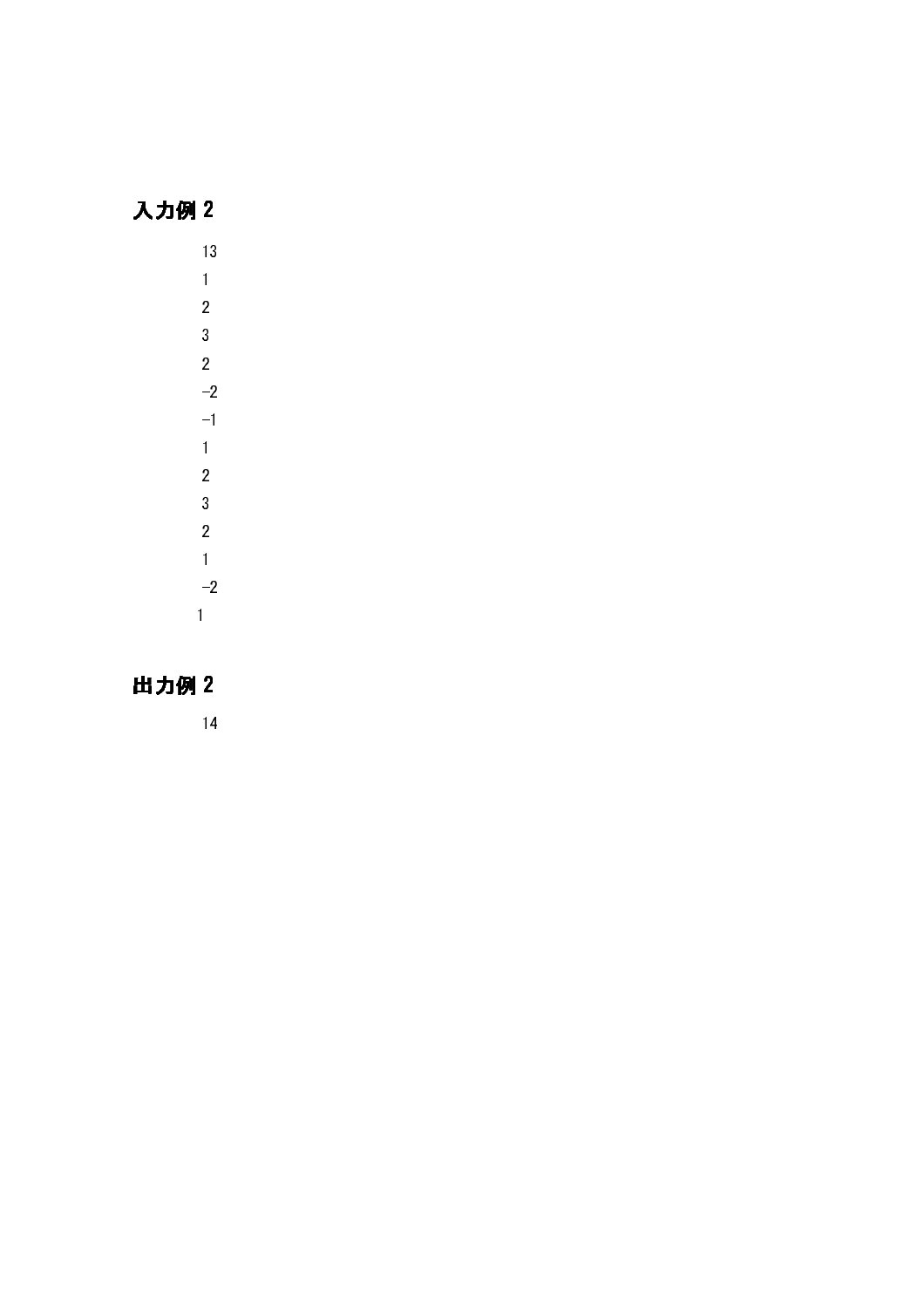## 入力例 2

```
13
1
2
3
2
-2
-1
1
2
3
2
1
-2
1
```

## 出力例 2

```
14
```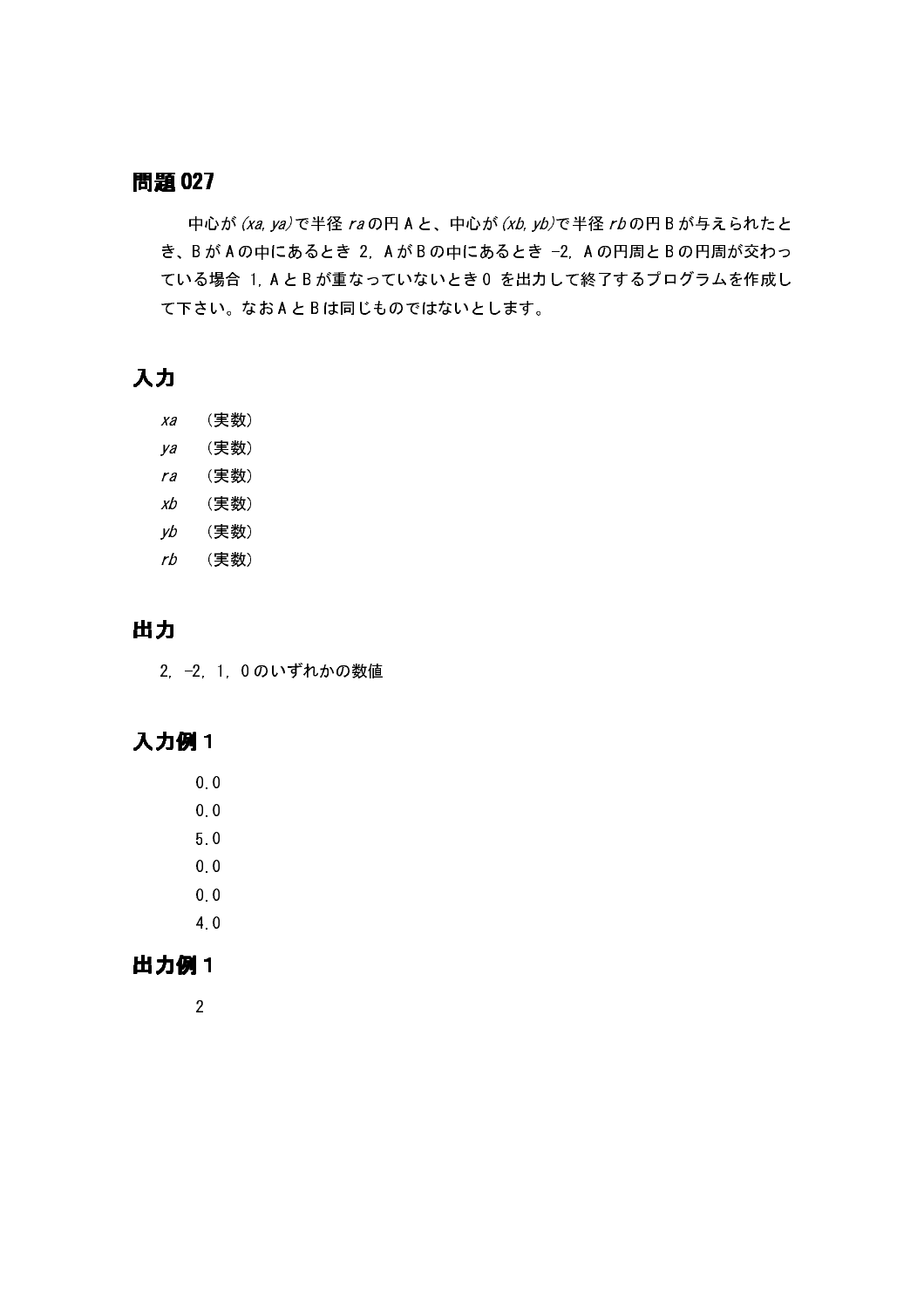## 問題 027

中心が $(xa, ya)$ で半径 $ra$ の円 A と、中心が $(xb, yb)$ で半径 $rb$ の円 B が与えられたとき、B が A の中にあるとき 2, A が B の中にあるとき -2, A の円周と B の円周が交わっている場合 1, A と B が重なっていないとき 0 を出力して終了するプログラムを作成して下さい。なお A と B は同じものではないとします。

## 入力

$xa$　（実数）
$ya$　（実数）
$ra$　（実数）
$xb$　（実数）
$yb$　（実数）
$rb$　（実数）

## 出力

2, -2, 1, 0 のいずれかの数値

## 入力例 1

```
0.0
0.0
5.0
0.0
0.0
4.0
```

## 出力例 1

```
2
```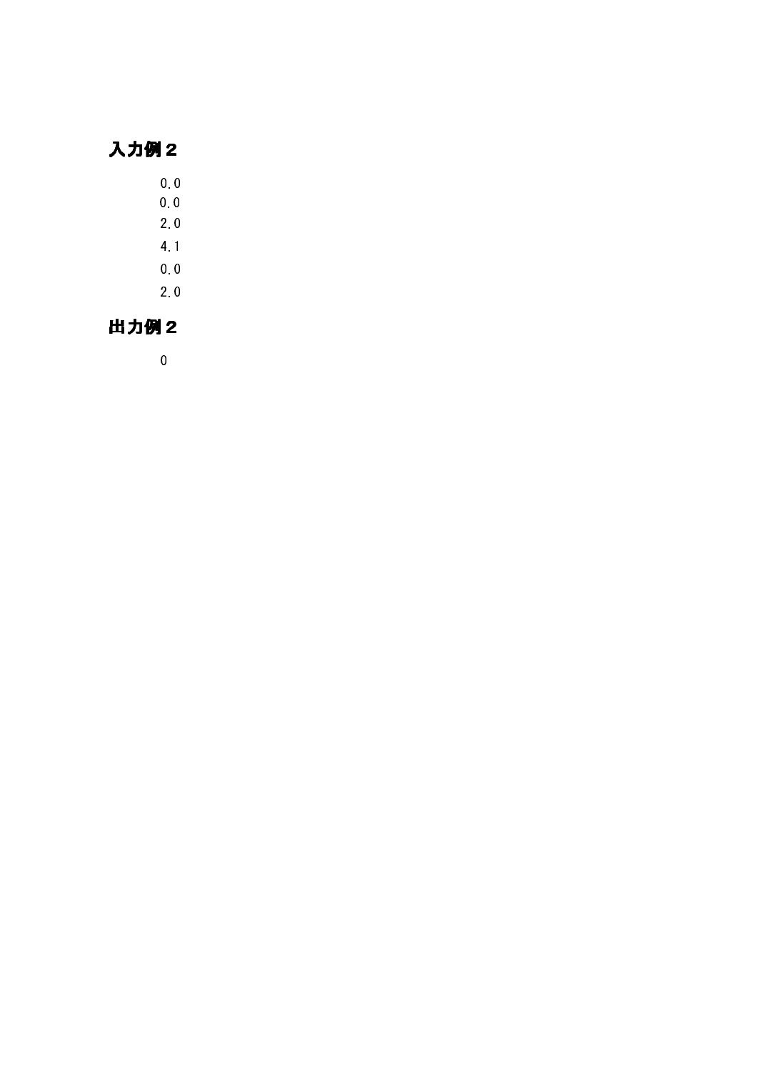## 入力例２

```
0.0
0.0
2.0
4.1
0.0
2.0
```

## 出力例２

```
0
```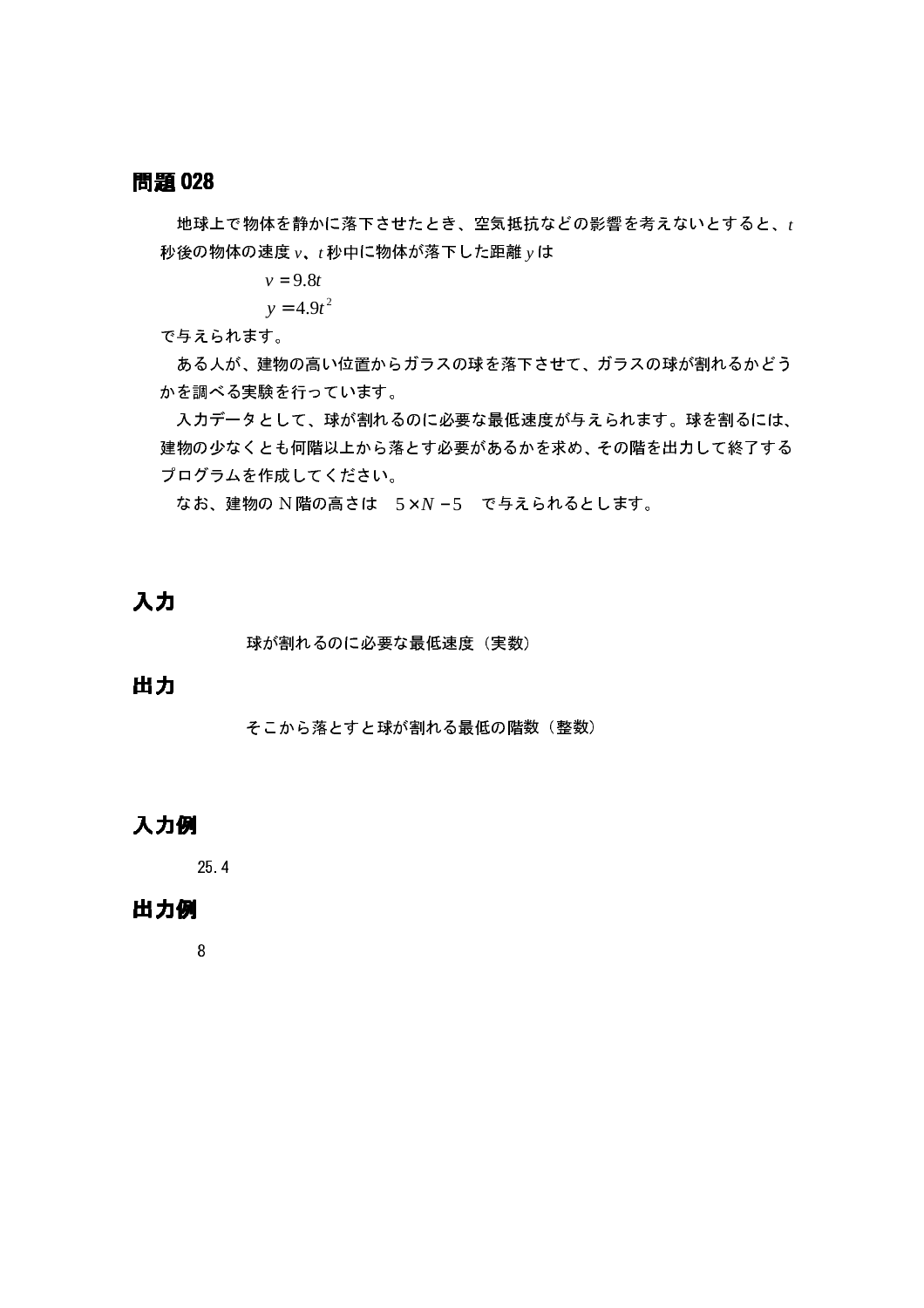## 問題 028

地球上で物体を静かに落下させたとき、空気抵抗などの影響を考えないとすると、$t$ 秒後の物体の速度 $v$、$t$ 秒中に物体が落下した距離 $y$ は

$$v = 9.8t$$

$$y = 4.9t^2$$

で与えられます。

ある人が、建物の高い位置からガラスの球を落下させて、ガラスの球が割れるかどうかを調べる実験を行っています。

入力データとして、球が割れるのに必要な最低速度が与えられます。球を割るには、建物の少なくとも何階以上から落とす必要があるかを求め、その階を出力して終了するプログラムを作成してください。

なお、建物の N 階の高さは　$5 \times N - 5$　で与えられるとします。

## 入力

球が割れるのに必要な最低速度（実数）

## 出力

そこから落とすと球が割れる最低の階数（整数）

## 入力例

```
25.4
```

## 出力例

```
8
```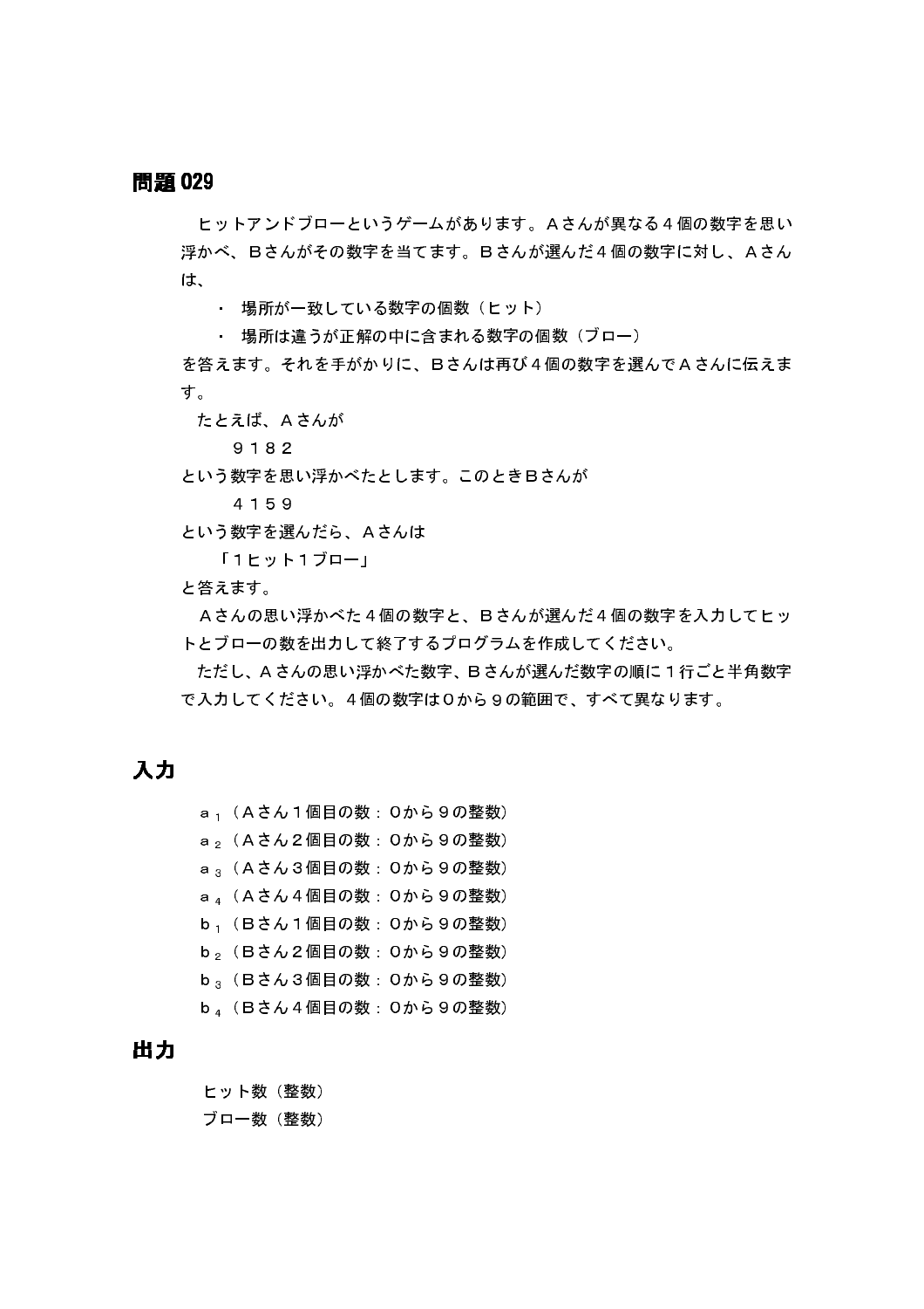## 問題 029

　ヒットアンドブローというゲームがあります。Ａさんが異なる４個の数字を思い浮かべ、Ｂさんがその数字を当てます。Ｂさんが選んだ４個の数字に対し、Ａさんは、

- 場所が一致している数字の個数（ヒット）
- 場所は違うが正解の中に含まれる数字の個数（ブロー）

を答えます。それを手がかりに、Ｂさんは再び４個の数字を選んでＡさんに伝えます。

　たとえば、Ａさんが

　　９１８２

という数字を思い浮かべたとします。このときＢさんが

　　４１５９

という数字を選んだら、Ａさんは

　「１ヒット１ブロー」

と答えます。

　Ａさんの思い浮かべた４個の数字と、Ｂさんが選んだ４個の数字を入力してヒットとブローの数を出力して終了するプログラムを作成してください。

　ただし、Ａさんの思い浮かべた数字、Ｂさんが選んだ数字の順に１行ごと半角数字で入力してください。４個の数字は０から９の範囲で、すべて異なります。

## 入力

$a_1$（Ａさん１個目の数：０から９の整数）
$a_2$（Ａさん２個目の数：０から９の整数）
$a_3$（Ａさん３個目の数：０から９の整数）
$a_4$（Ａさん４個目の数：０から９の整数）
$b_1$（Ｂさん１個目の数：０から９の整数）
$b_2$（Ｂさん２個目の数：０から９の整数）
$b_3$（Ｂさん３個目の数：０から９の整数）
$b_4$（Ｂさん４個目の数：０から９の整数）

## 出力

ヒット数（整数）
ブロー数（整数）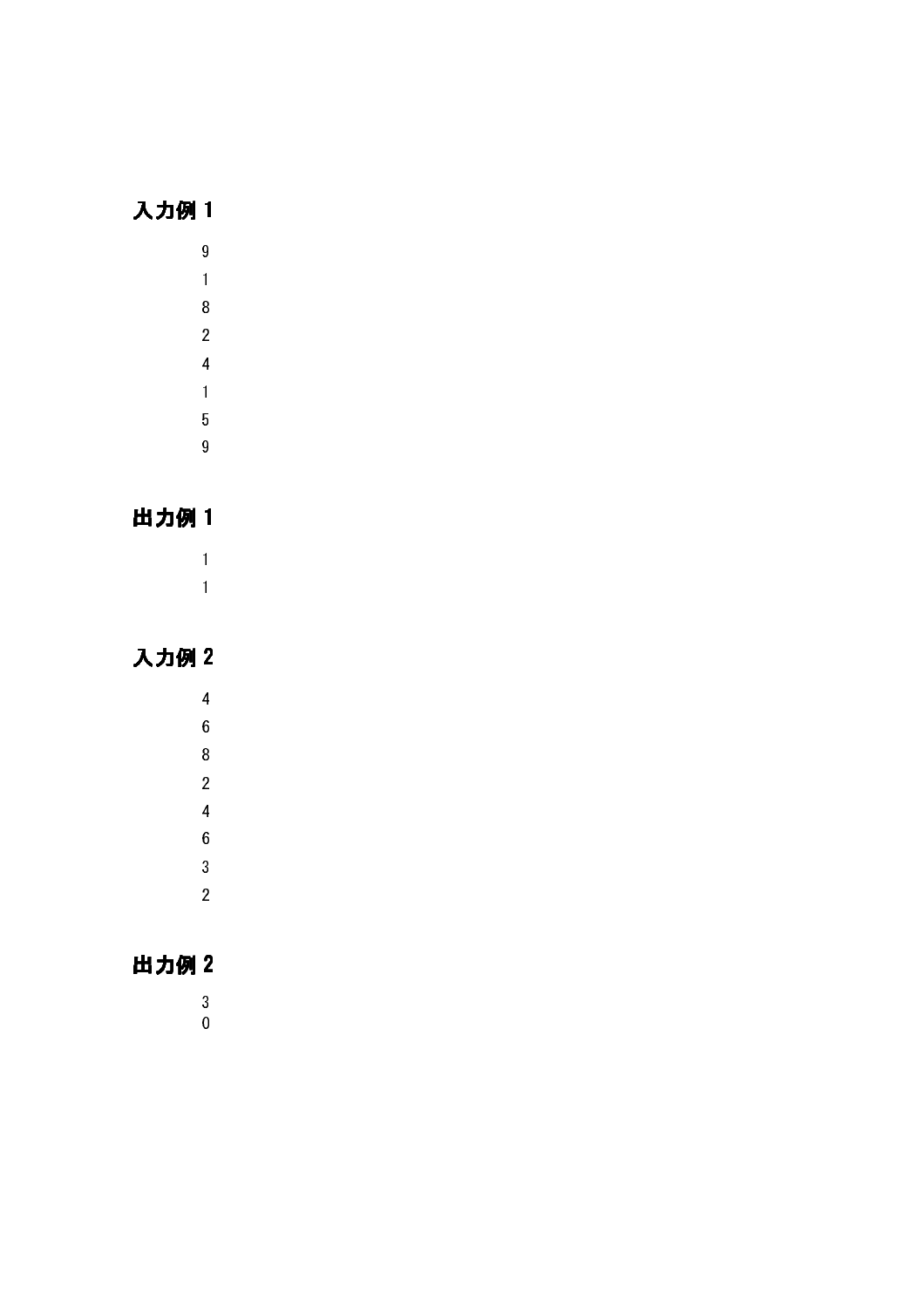### 入力例 1

```
9
1
8
2
4
1
5
9
```

### 出力例 1

```
1
1
```

### 入力例 2

```
4
6
8
2
4
6
3
2
```

### 出力例 2

```
3
0
```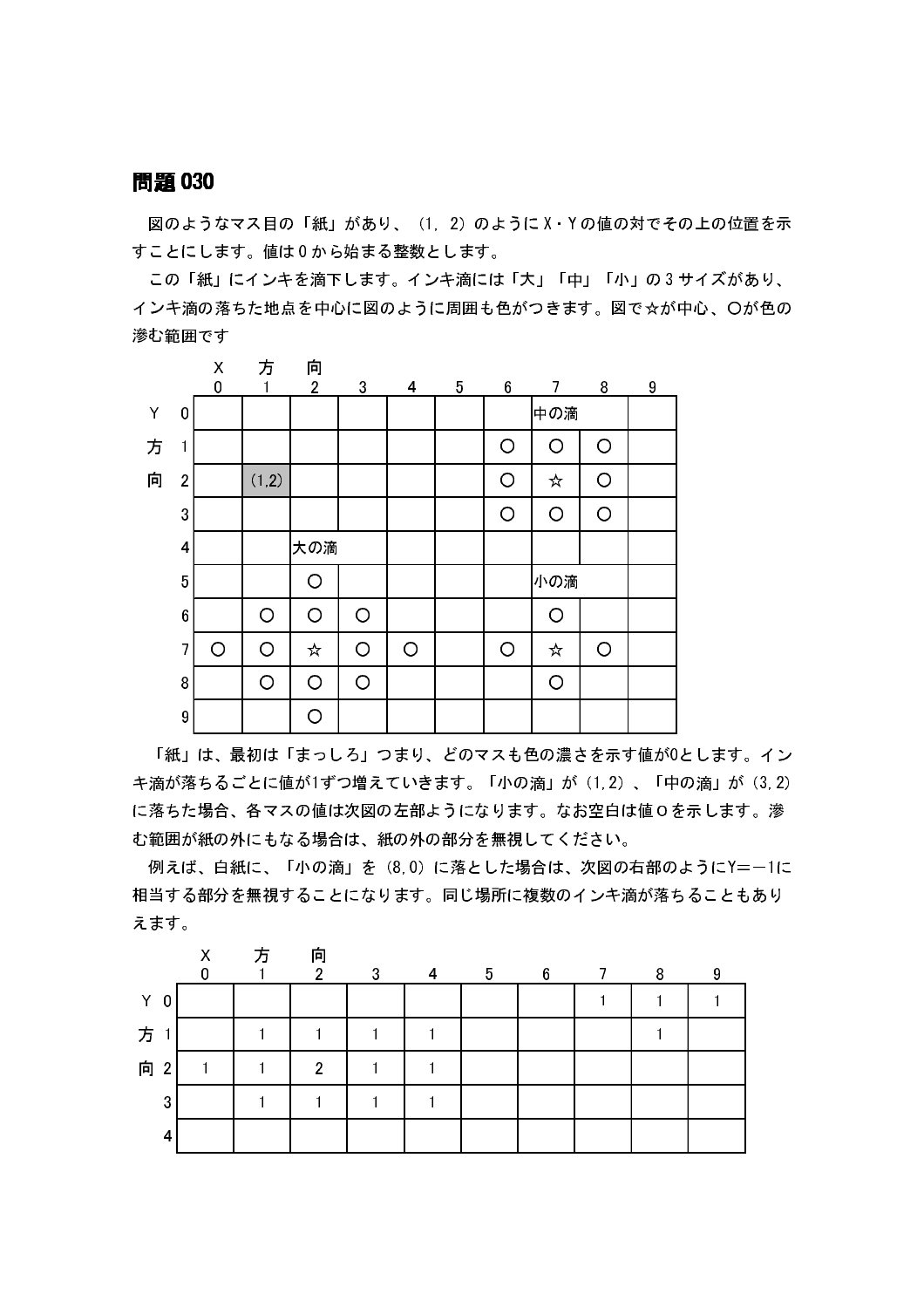## 問題030

図のようなマス目の「紙」があり、（1, 2）のようにX・Yの値の対でその上の位置を示すことにします。値は0から始まる整数とします。

この「紙」にインキを滴下します。インキ滴には「大」「中」「小」の3サイズがあり、インキ滴の落ちた地点を中心に図のように周囲も色がつきます。図で☆が中心、○が色の滲む範囲です

| Y＼X | 0 | 1 | 2 | 3 | 4 | 5 | 6 | 7 | 8 | 9 |
|---|---|---|---|---|---|---|---|---|---|---|
| 0 | | | | | | | | 中の滴 | | |
| 1 | | | | | | | ○ | ○ | ○ | |
| 2 | | (1,2) | | | | | ○ | ☆ | ○ | |
| 3 | | | | | | | ○ | ○ | ○ | |
| 4 | | | 大の滴 | | | | | | | |
| 5 | | | ○ | | | | | 小の滴 | | |
| 6 | | ○ | ○ | ○ | | | | ○ | | |
| 7 | ○ | ○ | ☆ | ○ | ○ | | ○ | ☆ | ○ | |
| 8 | | ○ | ○ | ○ | | | | ○ | | |
| 9 | | | ○ | | | | | | | |

「紙」は、最初は「まっしろ」つまり、どのマスも色の濃さを示す値が0とします。インキ滴が落ちるごとに値が1ずつ増えていきます。「小の滴」が（1,2）、「中の滴」が（3,2）に落ちた場合、各マスの値は次図の左部ようになります。なお空白は値０を示します。滲む範囲が紙の外にもなる場合は、紙の外の部分を無視してください。

例えば、白紙に、「小の滴」を（8,0）に落とした場合は、次図の右部のようにY＝−1に相当する部分を無視することになります。同じ場所に複数のインキ滴が落ちることもありえます。

| Y＼X | 0 | 1 | 2 | 3 | 4 | 5 | 6 | 7 | 8 | 9 |
|---|---|---|---|---|---|---|---|---|---|---|
| 0 | | | | | | | | 1 | 1 | 1 |
| 1 | | 1 | 1 | 1 | 1 | | | | 1 | |
| 2 | 1 | 1 | 2 | 1 | 1 | | | | | |
| 3 | | 1 | 1 | 1 | 1 | | | | | |
| 4 | | | | | | | | | | |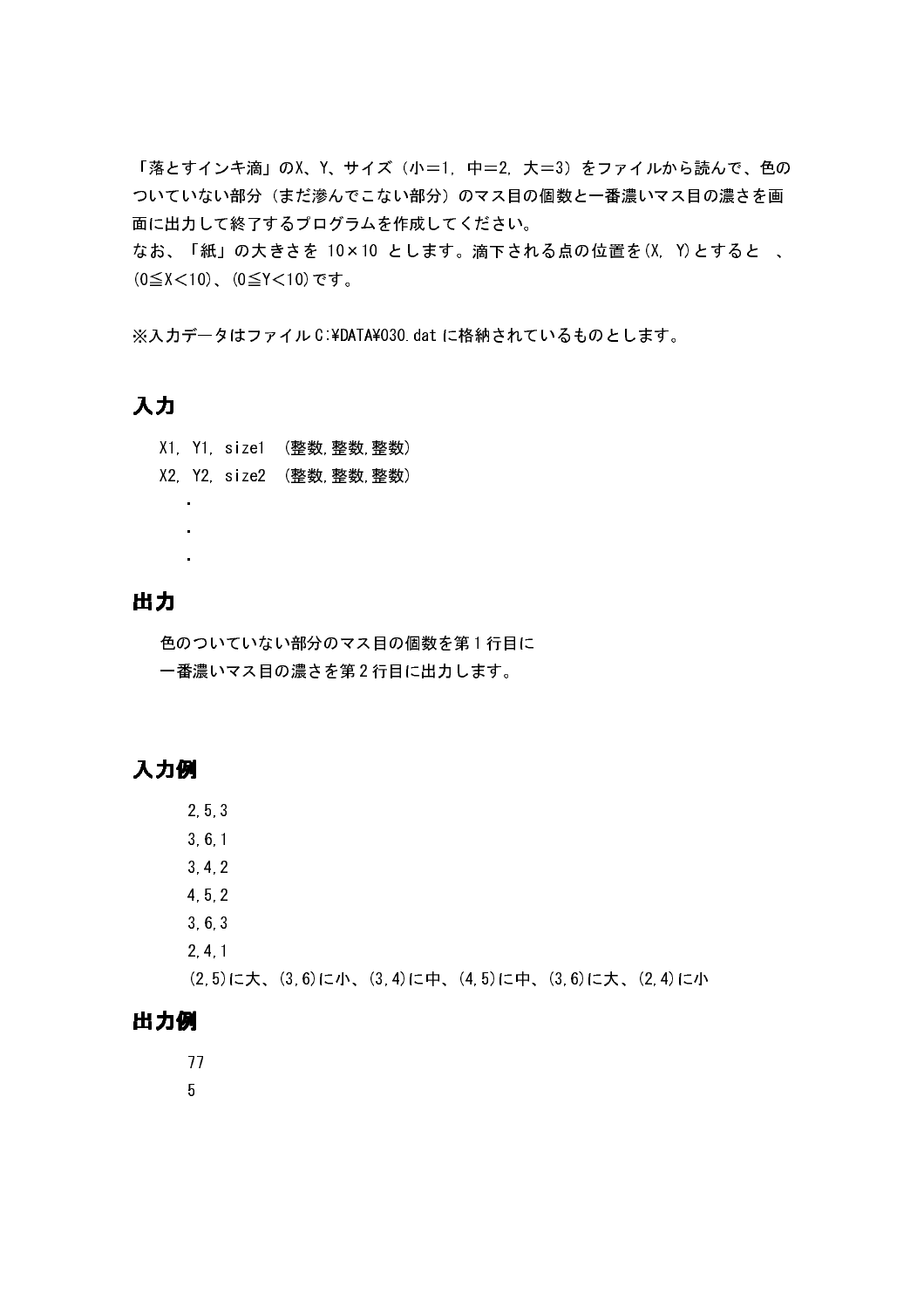「落とすインキ滴」のX、Y、サイズ（小＝1, 中＝2, 大＝3）をファイルから読んで、色のついていない部分（まだ滲んでこない部分）のマス目の個数と一番濃いマス目の濃さを画面に出力して終了するプログラムを作成してください。
なお、「紙」の大きさを 10×10 とします。滴下される点の位置を(X, Y)とすると 、(0≦X<10)、(0≦Y<10)です。

※入力データはファイル C:¥DATA¥030.dat に格納されているものとします。

## 入力

X1, Y1, size1 (整数,整数,整数)
X2, Y2, size2 (整数,整数,整数)
・
・
・

## 出力

色のついていない部分のマス目の個数を第1行目に
一番濃いマス目の濃さを第2行目に出力します。

## 入力例

```
2,5,3
3,6,1
3,4,2
4,5,2
3,6,3
2,4,1
```

(2,5)に大、(3,6)に小、(3,4)に中、(4,5)に中、(3,6)に大、(2,4)に小

## 出力例

```
77
5
```